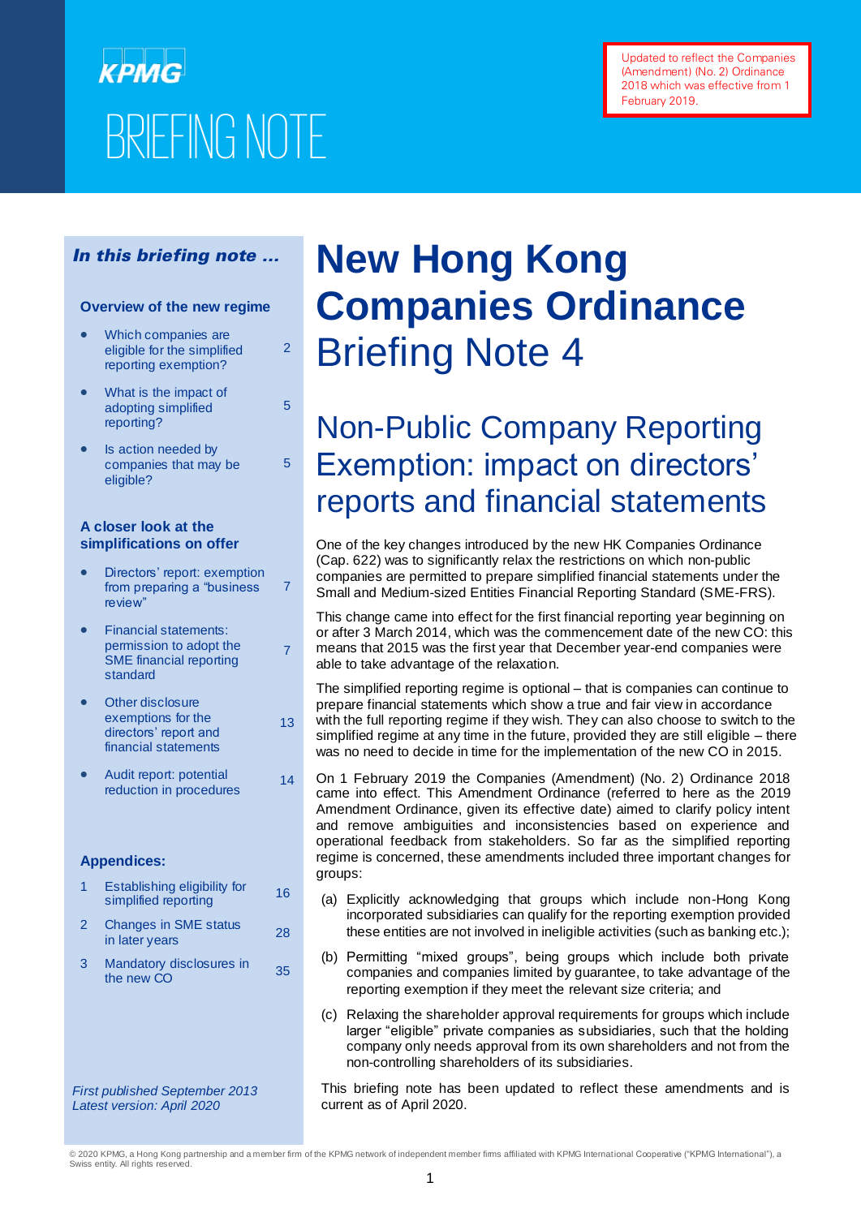KPMG

BRIEFING NOTE

Updated to reflect the Companies (Amendment) (No. 2) Ordinance 2018 which was effective from 1 February 2019.

***In this briefing note …***

**Overview of the new regime**

- Which companies are eligible for the simplified reporting exemption? — 2
- What is the impact of adopting simplified reporting? — 5
- Is action needed by companies that may be eligible? — 5

**A closer look at the simplifications on offer**

- Directors' report: exemption from preparing a "business review" — 7
- Financial statements: permission to adopt the SME financial reporting standard — 7
- Other disclosure exemptions for the directors' report and financial statements — 13
- Audit report: potential reduction in procedures — 14

**Appendices:**

1. Establishing eligibility for simplified reporting — 16
2. Changes in SME status in later years — 28
3. Mandatory disclosures in the new CO — 35

*First published September 2013*
*Latest version: April 2020*

# New Hong Kong Companies Ordinance Briefing Note 4

## Non-Public Company Reporting Exemption: impact on directors' reports and financial statements

One of the key changes introduced by the new HK Companies Ordinance (Cap. 622) was to significantly relax the restrictions on which non-public companies are permitted to prepare simplified financial statements under the Small and Medium-sized Entities Financial Reporting Standard (SME-FRS).

This change came into effect for the first financial reporting year beginning on or after 3 March 2014, which was the commencement date of the new CO: this means that 2015 was the first year that December year-end companies were able to take advantage of the relaxation.

The simplified reporting regime is optional – that is companies can continue to prepare financial statements which show a true and fair view in accordance with the full reporting regime if they wish. They can also choose to switch to the simplified regime at any time in the future, provided they are still eligible – there was no need to decide in time for the implementation of the new CO in 2015.

On 1 February 2019 the Companies (Amendment) (No. 2) Ordinance 2018 came into effect. This Amendment Ordinance (referred to here as the 2019 Amendment Ordinance, given its effective date) aimed to clarify policy intent and remove ambiguities and inconsistencies based on experience and operational feedback from stakeholders. So far as the simplified reporting regime is concerned, these amendments included three important changes for groups:

(a) Explicitly acknowledging that groups which include non-Hong Kong incorporated subsidiaries can qualify for the reporting exemption provided these entities are not involved in ineligible activities (such as banking etc.);

(b) Permitting "mixed groups", being groups which include both private companies and companies limited by guarantee, to take advantage of the reporting exemption if they meet the relevant size criteria; and

(c) Relaxing the shareholder approval requirements for groups which include larger "eligible" private companies as subsidiaries, such that the holding company only needs approval from its own shareholders and not from the non-controlling shareholders of its subsidiaries.

This briefing note has been updated to reflect these amendments and is current as of April 2020.

© 2020 KPMG, a Hong Kong partnership and a member firm of the KPMG network of independent member firms affiliated with KPMG International Cooperative ("KPMG International"), a Swiss entity. All rights reserved.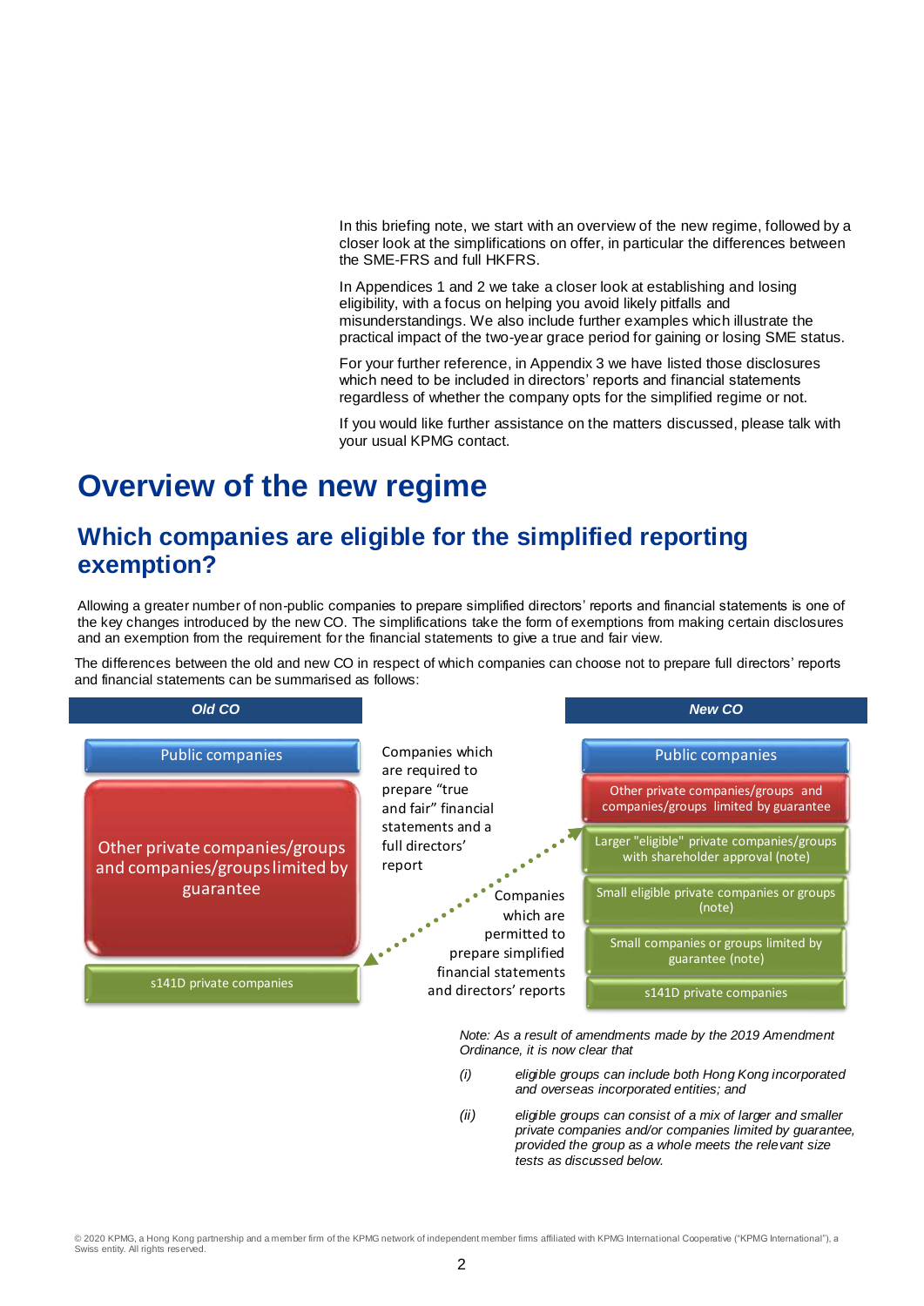In this briefing note, we start with an overview of the new regime, followed by a closer look at the simplifications on offer, in particular the differences between the SME-FRS and full HKFRS.

In Appendices 1 and 2 we take a closer look at establishing and losing eligibility, with a focus on helping you avoid likely pitfalls and misunderstandings. We also include further examples which illustrate the practical impact of the two-year grace period for gaining or losing SME status.

For your further reference, in Appendix 3 we have listed those disclosures which need to be included in directors' reports and financial statements regardless of whether the company opts for the simplified regime or not.

If you would like further assistance on the matters discussed, please talk with your usual KPMG contact.

# Overview of the new regime

## Which companies are eligible for the simplified reporting exemption?

Allowing a greater number of non-public companies to prepare simplified directors' reports and financial statements is one of the key changes introduced by the new CO. The simplifications take the form of exemptions from making certain disclosures and an exemption from the requirement for the financial statements to give a true and fair view.

The differences between the old and new CO in respect of which companies can choose not to prepare full directors' reports and financial statements can be summarised as follows:

| Old CO | | New CO |
|---|---|---|
| Public companies | Companies which are required to prepare "true and fair" financial statements and a full directors' report | Public companies |
| Other private companies/groups and companies/groups limited by guarantee | | Other private companies/groups and companies/groups limited by guarantee |
| | | Larger "eligible" private companies/groups with shareholder approval (note) |
| | Companies which are permitted to prepare simplified financial statements and directors' reports | Small eligible private companies or groups (note) |
| | | Small companies or groups limited by guarantee (note) |
| s141D private companies | | s141D private companies |

*Note: As a result of amendments made by the 2019 Amendment Ordinance, it is now clear that*

*(i) eligible groups can include both Hong Kong incorporated and overseas incorporated entities; and*

*(ii) eligible groups can consist of a mix of larger and smaller private companies and/or companies limited by guarantee, provided the group as a whole meets the relevant size tests as discussed below.*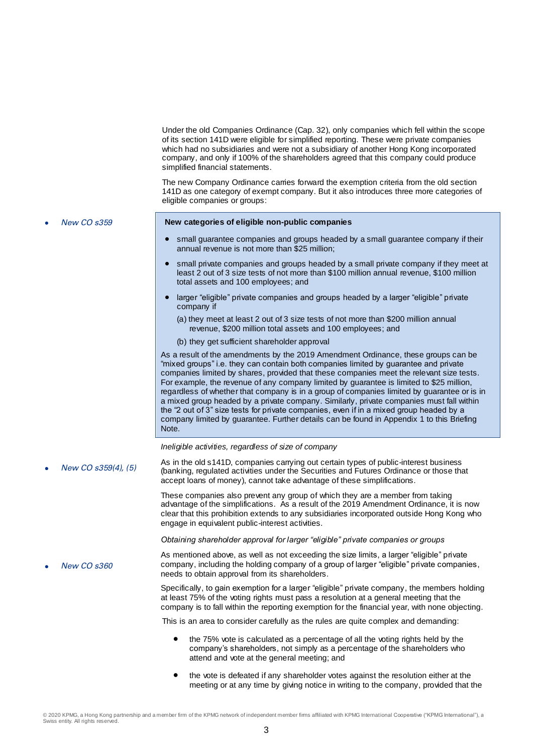Under the old Companies Ordinance (Cap. 32), only companies which fell within the scope of its section 141D were eligible for simplified reporting. These were private companies which had no subsidiaries and were not a subsidiary of another Hong Kong incorporated company, and only if 100% of the shareholders agreed that this company could produce simplified financial statements.

The new Company Ordinance carries forward the exemption criteria from the old section 141D as one category of exempt company. But it also introduces three more categories of eligible companies or groups:

- *New CO s359*

**New categories of eligible non-public companies**

- small guarantee companies and groups headed by a small guarantee company if their annual revenue is not more than $25 million;
- small private companies and groups headed by a small private company if they meet at least 2 out of 3 size tests of not more than $100 million annual revenue, $100 million total assets and 100 employees; and
- larger "eligible" private companies and groups headed by a larger "eligible" private company if
  (a) they meet at least 2 out of 3 size tests of not more than $200 million annual revenue, $200 million total assets and 100 employees; and
  (b) they get sufficient shareholder approval

As a result of the amendments by the 2019 Amendment Ordinance, these groups can be "mixed groups" i.e. they can contain both companies limited by guarantee and private companies limited by shares, provided that these companies meet the relevant size tests. For example, the revenue of any company limited by guarantee is limited to $25 million, regardless of whether that company is in a group of companies limited by guarantee or is in a mixed group headed by a private company. Similarly, private companies must fall within the "2 out of 3" size tests for private companies, even if in a mixed group headed by a company limited by guarantee. Further details can be found in Appendix 1 to this Briefing Note.

*Ineligible activities, regardless of size of company*

- *New CO s359(4), (5)*

As in the old s141D, companies carrying out certain types of public-interest business (banking, regulated activities under the Securities and Futures Ordinance or those that accept loans of money), cannot take advantage of these simplifications.

These companies also prevent any group of which they are a member from taking advantage of the simplifications. As a result of the 2019 Amendment Ordinance, it is now clear that this prohibition extends to any subsidiaries incorporated outside Hong Kong who engage in equivalent public-interest activities.

*Obtaining shareholder approval for larger "eligible" private companies or groups*

- *New CO s360*

As mentioned above, as well as not exceeding the size limits, a larger "eligible" private company, including the holding company of a group of larger "eligible" private companies, needs to obtain approval from its shareholders.

Specifically, to gain exemption for a larger "eligible" private company, the members holding at least 75% of the voting rights must pass a resolution at a general meeting that the company is to fall within the reporting exemption for the financial year, with none objecting.

This is an area to consider carefully as the rules are quite complex and demanding:

- the 75% vote is calculated as a percentage of all the voting rights held by the company's shareholders, not simply as a percentage of the shareholders who attend and vote at the general meeting; and
- the vote is defeated if any shareholder votes against the resolution either at the meeting or at any time by giving notice in writing to the company, provided that the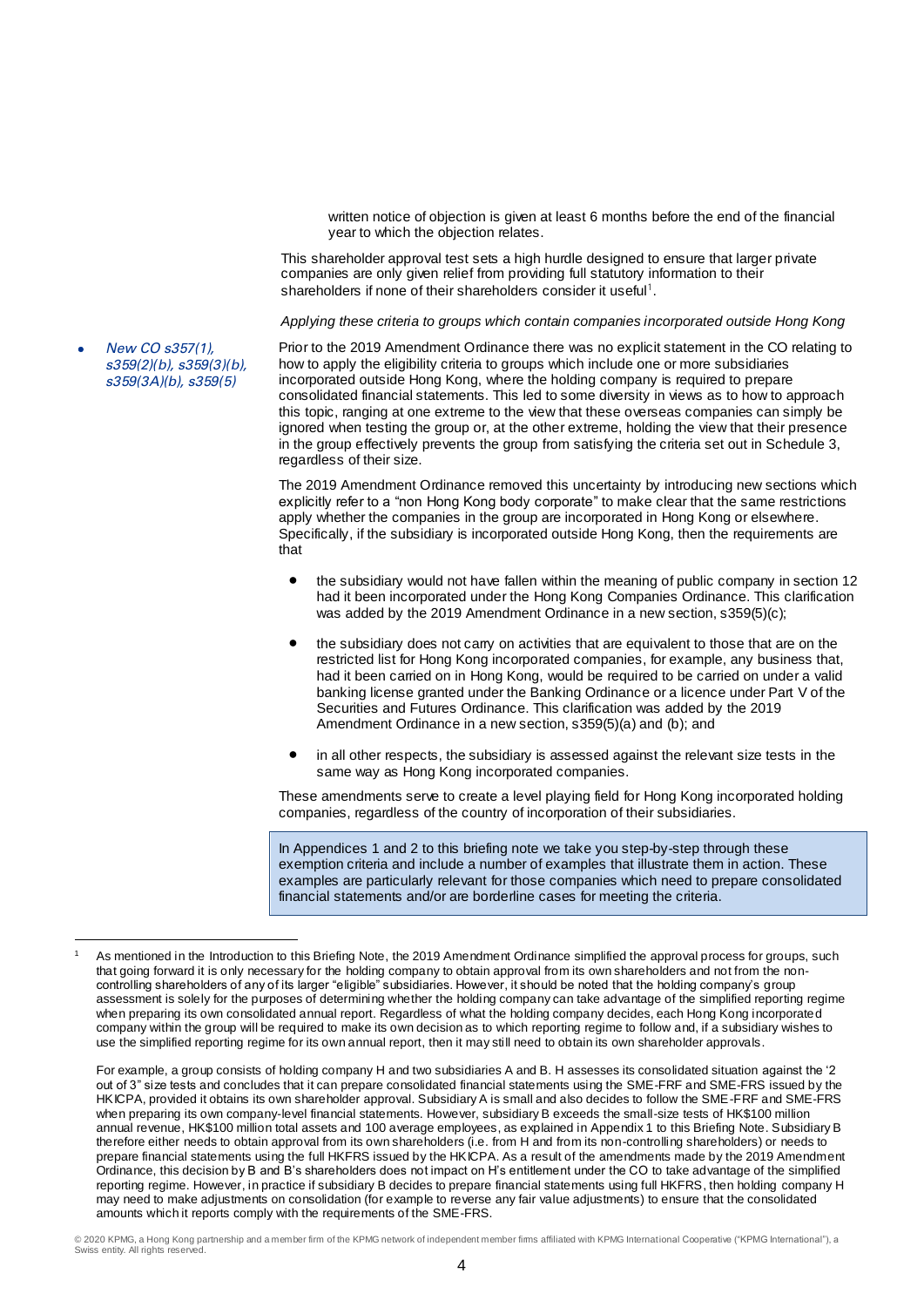written notice of objection is given at least 6 months before the end of the financial year to which the objection relates.

This shareholder approval test sets a high hurdle designed to ensure that larger private companies are only given relief from providing full statutory information to their shareholders if none of their shareholders consider it useful[1].

*Applying these criteria to groups which contain companies incorporated outside Hong Kong*

- *New CO s357(1), s359(2)(b), s359(3)(b), s359(3A)(b), s359(5)*

Prior to the 2019 Amendment Ordinance there was no explicit statement in the CO relating to how to apply the eligibility criteria to groups which include one or more subsidiaries incorporated outside Hong Kong, where the holding company is required to prepare consolidated financial statements. This led to some diversity in views as to how to approach this topic, ranging at one extreme to the view that these overseas companies can simply be ignored when testing the group or, at the other extreme, holding the view that their presence in the group effectively prevents the group from satisfying the criteria set out in Schedule 3, regardless of their size.

The 2019 Amendment Ordinance removed this uncertainty by introducing new sections which explicitly refer to a "non Hong Kong body corporate" to make clear that the same restrictions apply whether the companies in the group are incorporated in Hong Kong or elsewhere. Specifically, if the subsidiary is incorporated outside Hong Kong, then the requirements are that

- the subsidiary would not have fallen within the meaning of public company in section 12 had it been incorporated under the Hong Kong Companies Ordinance. This clarification was added by the 2019 Amendment Ordinance in a new section, s359(5)(c);
- the subsidiary does not carry on activities that are equivalent to those that are on the restricted list for Hong Kong incorporated companies, for example, any business that, had it been carried on in Hong Kong, would be required to be carried on under a valid banking license granted under the Banking Ordinance or a licence under Part V of the Securities and Futures Ordinance. This clarification was added by the 2019 Amendment Ordinance in a new section, s359(5)(a) and (b); and
- in all other respects, the subsidiary is assessed against the relevant size tests in the same way as Hong Kong incorporated companies.

These amendments serve to create a level playing field for Hong Kong incorporated holding companies, regardless of the country of incorporation of their subsidiaries.

> In Appendices 1 and 2 to this briefing note we take you step-by-step through these exemption criteria and include a number of examples that illustrate them in action. These examples are particularly relevant for those companies which need to prepare consolidated financial statements and/or are borderline cases for meeting the criteria.

---

[1] As mentioned in the Introduction to this Briefing Note, the 2019 Amendment Ordinance simplified the approval process for groups, such that going forward it is only necessary for the holding company to obtain approval from its own shareholders and not from the non-controlling shareholders of any of its larger "eligible" subsidiaries. However, it should be noted that the holding company's group assessment is solely for the purposes of determining whether the holding company can take advantage of the simplified reporting regime when preparing its own consolidated annual report. Regardless of what the holding company decides, each Hong Kong incorporated company within the group will be required to make its own decision as to which reporting regime to follow and, if a subsidiary wishes to use the simplified reporting regime for its own annual report, then it may still need to obtain its own shareholder approvals.

For example, a group consists of holding company H and two subsidiaries A and B. H assesses its consolidated situation against the '2 out of 3" size tests and concludes that it can prepare consolidated financial statements using the SME-FRF and SME-FRS issued by the HKICPA, provided it obtains its own shareholder approval. Subsidiary A is small and also decides to follow the SME-FRF and SME-FRS when preparing its own company-level financial statements. However, subsidiary B exceeds the small-size tests of HK$100 million annual revenue, HK$100 million total assets and 100 average employees, as explained in Appendix 1 to this Briefing Note. Subsidiary B therefore either needs to obtain approval from its own shareholders (i.e. from H and from its non-controlling shareholders) or needs to prepare financial statements using the full HKFRS issued by the HKICPA. As a result of the amendments made by the 2019 Amendment Ordinance, this decision by B and B's shareholders does not impact on H's entitlement under the CO to take advantage of the simplified reporting regime. However, in practice if subsidiary B decides to prepare financial statements using full HKFRS, then holding company H may need to make adjustments on consolidation (for example to reverse any fair value adjustments) to ensure that the consolidated amounts which it reports comply with the requirements of the SME-FRS.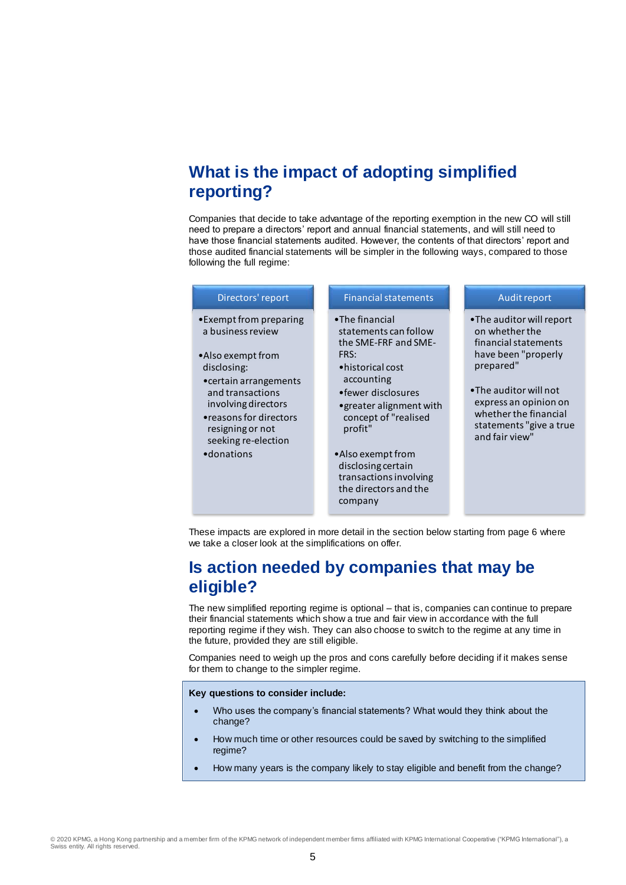## What is the impact of adopting simplified reporting?

Companies that decide to take advantage of the reporting exemption in the new CO will still need to prepare a directors' report and annual financial statements, and will still need to have those financial statements audited. However, the contents of that directors' report and those audited financial statements will be simpler in the following ways, compared to those following the full regime:

**Directors' report**

- Exempt from preparing a business review
- Also exempt from disclosing:
  - certain arrangements and transactions involving directors
  - reasons for directors resigning or not seeking re-election
  - donations

**Financial statements**

- The financial statements can follow the SME-FRF and SME-FRS:
  - historical cost accounting
  - fewer disclosures
  - greater alignment with concept of "realised profit"
- Also exempt from disclosing certain transactions involving the directors and the company

**Audit report**

- The auditor will report on whether the financial statements have been "properly prepared"
- The auditor will not express an opinion on whether the financial statements "give a true and fair view"

These impacts are explored in more detail in the section below starting from page 6 where we take a closer look at the simplifications on offer.

## Is action needed by companies that may be eligible?

The new simplified reporting regime is optional – that is, companies can continue to prepare their financial statements which show a true and fair view in accordance with the full reporting regime if they wish. They can also choose to switch to the regime at any time in the future, provided they are still eligible.

Companies need to weigh up the pros and cons carefully before deciding if it makes sense for them to change to the simpler regime.

**Key questions to consider include:**

- Who uses the company's financial statements? What would they think about the change?
- How much time or other resources could be saved by switching to the simplified regime?
- How many years is the company likely to stay eligible and benefit from the change?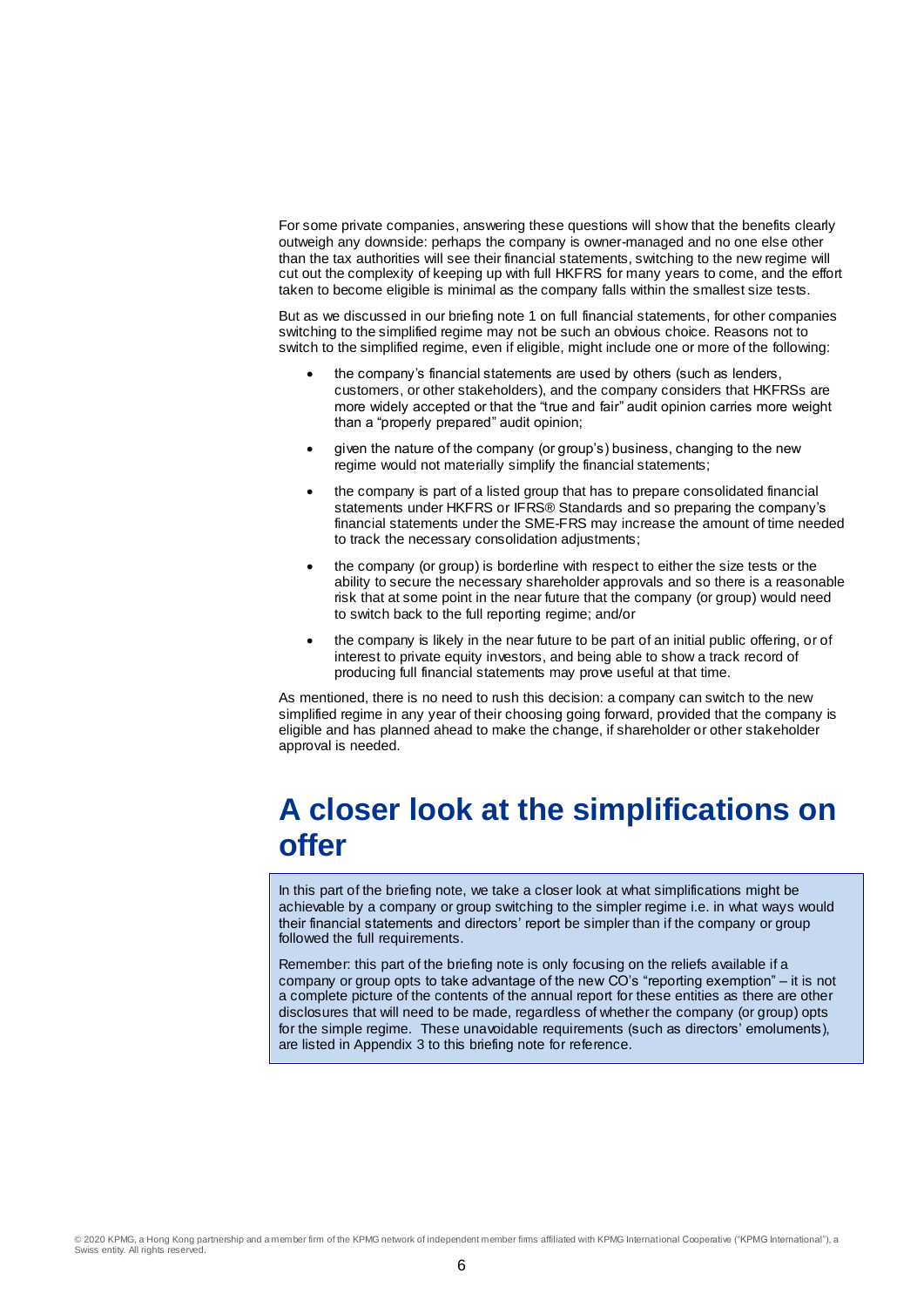For some private companies, answering these questions will show that the benefits clearly outweigh any downside: perhaps the company is owner-managed and no one else other than the tax authorities will see their financial statements, switching to the new regime will cut out the complexity of keeping up with full HKFRS for many years to come, and the effort taken to become eligible is minimal as the company falls within the smallest size tests.

But as we discussed in our briefing note 1 on full financial statements, for other companies switching to the simplified regime may not be such an obvious choice. Reasons not to switch to the simplified regime, even if eligible, might include one or more of the following:

- the company's financial statements are used by others (such as lenders, customers, or other stakeholders), and the company considers that HKFRSs are more widely accepted or that the "true and fair" audit opinion carries more weight than a "properly prepared" audit opinion;
- given the nature of the company (or group's) business, changing to the new regime would not materially simplify the financial statements;
- the company is part of a listed group that has to prepare consolidated financial statements under HKFRS or IFRS® Standards and so preparing the company's financial statements under the SME-FRS may increase the amount of time needed to track the necessary consolidation adjustments;
- the company (or group) is borderline with respect to either the size tests or the ability to secure the necessary shareholder approvals and so there is a reasonable risk that at some point in the near future that the company (or group) would need to switch back to the full reporting regime; and/or
- the company is likely in the near future to be part of an initial public offering, or of interest to private equity investors, and being able to show a track record of producing full financial statements may prove useful at that time.

As mentioned, there is no need to rush this decision: a company can switch to the new simplified regime in any year of their choosing going forward, provided that the company is eligible and has planned ahead to make the change, if shareholder or other stakeholder approval is needed.

# A closer look at the simplifications on offer

In this part of the briefing note, we take a closer look at what simplifications might be achievable by a company or group switching to the simpler regime i.e. in what ways would their financial statements and directors' report be simpler than if the company or group followed the full requirements.

Remember: this part of the briefing note is only focusing on the reliefs available if a company or group opts to take advantage of the new CO's "reporting exemption" – it is not a complete picture of the contents of the annual report for these entities as there are other disclosures that will need to be made, regardless of whether the company (or group) opts for the simple regime. These unavoidable requirements (such as directors' emoluments), are listed in Appendix 3 to this briefing note for reference.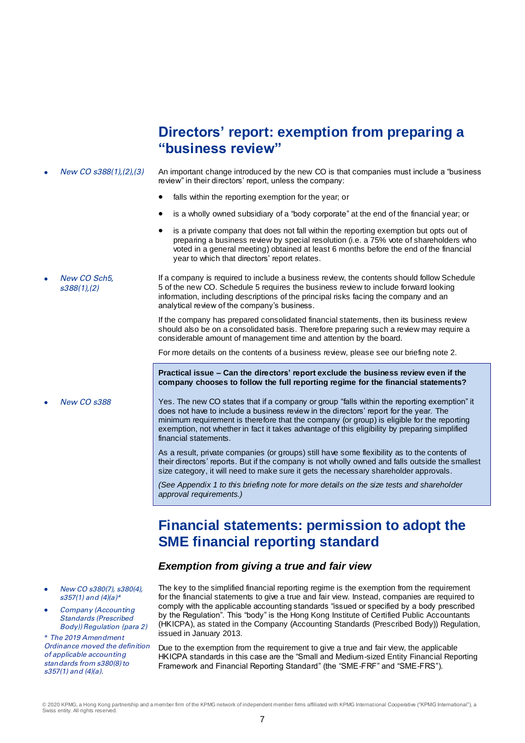## Directors' report: exemption from preparing a "business review"

- *New CO s388(1),(2),(3)*

An important change introduced by the new CO is that companies must include a "business review" in their directors' report, unless the company:

- falls within the reporting exemption for the year; or
- is a wholly owned subsidiary of a "body corporate" at the end of the financial year; or
- is a private company that does not fall within the reporting exemption but opts out of preparing a business review by special resolution (i.e. a 75% vote of shareholders who voted in a general meeting) obtained at least 6 months before the end of the financial year to which that directors' report relates.

- *New CO Sch5, s388(1),(2)*

If a company is required to include a business review, the contents should follow Schedule 5 of the new CO. Schedule 5 requires the business review to include forward looking information, including descriptions of the principal risks facing the company and an analytical review of the company's business.

If the company has prepared consolidated financial statements, then its business review should also be on a consolidated basis. Therefore preparing such a review may require a considerable amount of management time and attention by the board.

For more details on the contents of a business review, please see our briefing note 2.

**Practical issue – Can the directors' report exclude the business review even if the company chooses to follow the full reporting regime for the financial statements?**

- *New CO s388*

Yes. The new CO states that if a company or group "falls within the reporting exemption" it does not have to include a business review in the directors' report for the year. The minimum requirement is therefore that the company (or group) is eligible for the reporting exemption, not whether in fact it takes advantage of this eligibility by preparing simplified financial statements.

As a result, private companies (or groups) still have some flexibility as to the contents of their directors' reports. But if the company is not wholly owned and falls outside the smallest size category, it will need to make sure it gets the necessary shareholder approvals.

*(See Appendix 1 to this briefing note for more details on the size tests and shareholder approval requirements.)*

## Financial statements: permission to adopt the SME financial reporting standard

### Exemption from giving a true and fair view

- *New CO s380(7), s380(4), s357(1) and (4)(a)\**
- *Company (Accounting Standards (Prescribed Body)) Regulation (para 2)*

*\* The 2019 Amendment Ordinance moved the definition of applicable accounting standards from s380(8) to s357(1) and (4)(a).*

The key to the simplified financial reporting regime is the exemption from the requirement for the financial statements to give a true and fair view. Instead, companies are required to comply with the applicable accounting standards "issued or specified by a body prescribed by the Regulation". This "body" is the Hong Kong Institute of Certified Public Accountants (HKICPA), as stated in the Company (Accounting Standards (Prescribed Body)) Regulation, issued in January 2013.

Due to the exemption from the requirement to give a true and fair view, the applicable HKICPA standards in this case are the "Small and Medium-sized Entity Financial Reporting Framework and Financial Reporting Standard" (the "SME-FRF" and "SME-FRS").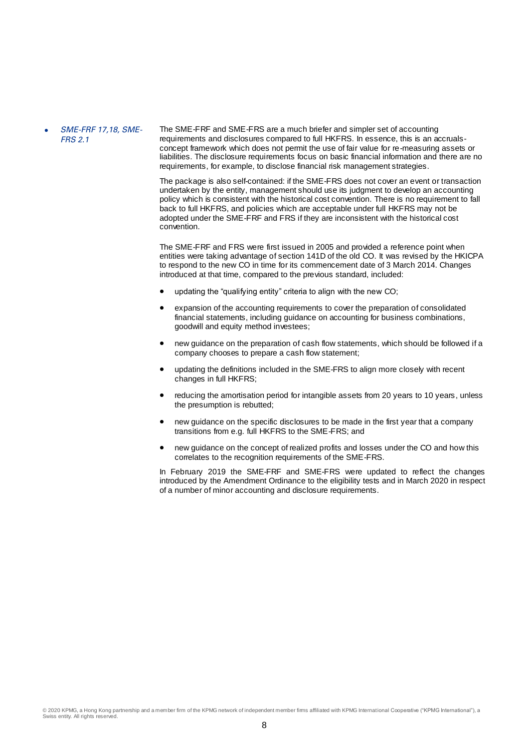- *SME-FRF 17,18, SME-FRS 2.1*

The SME-FRF and SME-FRS are a much briefer and simpler set of accounting requirements and disclosures compared to full HKFRS. In essence, this is an accruals-concept framework which does not permit the use of fair value for re-measuring assets or liabilities. The disclosure requirements focus on basic financial information and there are no requirements, for example, to disclose financial risk management strategies.

The package is also self-contained: if the SME-FRS does not cover an event or transaction undertaken by the entity, management should use its judgment to develop an accounting policy which is consistent with the historical cost convention. There is no requirement to fall back to full HKFRS, and policies which are acceptable under full HKFRS may not be adopted under the SME-FRF and FRS if they are inconsistent with the historical cost convention.

The SME-FRF and FRS were first issued in 2005 and provided a reference point when entities were taking advantage of section 141D of the old CO. It was revised by the HKICPA to respond to the new CO in time for its commencement date of 3 March 2014. Changes introduced at that time, compared to the previous standard, included:

- updating the "qualifying entity" criteria to align with the new CO;
- expansion of the accounting requirements to cover the preparation of consolidated financial statements, including guidance on accounting for business combinations, goodwill and equity method investees;
- new guidance on the preparation of cash flow statements, which should be followed if a company chooses to prepare a cash flow statement;
- updating the definitions included in the SME-FRS to align more closely with recent changes in full HKFRS;
- reducing the amortisation period for intangible assets from 20 years to 10 years, unless the presumption is rebutted;
- new guidance on the specific disclosures to be made in the first year that a company transitions from e.g. full HKFRS to the SME-FRS; and
- new guidance on the concept of realized profits and losses under the CO and how this correlates to the recognition requirements of the SME-FRS.

In February 2019 the SME-FRF and SME-FRS were updated to reflect the changes introduced by the Amendment Ordinance to the eligibility tests and in March 2020 in respect of a number of minor accounting and disclosure requirements.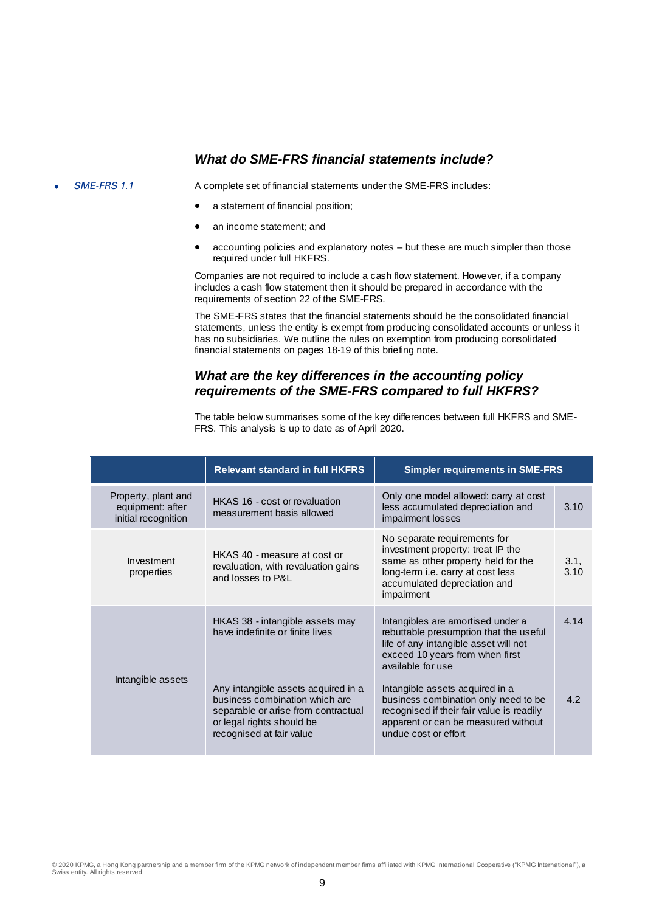### What do SME-FRS financial statements include?

*SME-FRS 1.1*

A complete set of financial statements under the SME-FRS includes:

- a statement of financial position;
- an income statement; and
- accounting policies and explanatory notes – but these are much simpler than those required under full HKFRS.

Companies are not required to include a cash flow statement. However, if a company includes a cash flow statement then it should be prepared in accordance with the requirements of section 22 of the SME-FRS.

The SME-FRS states that the financial statements should be the consolidated financial statements, unless the entity is exempt from producing consolidated accounts or unless it has no subsidiaries. We outline the rules on exemption from producing consolidated financial statements on pages 18-19 of this briefing note.

### What are the key differences in the accounting policy requirements of the SME-FRS compared to full HKFRS?

The table below summarises some of the key differences between full HKFRS and SME-FRS. This analysis is up to date as of April 2020.

| | Relevant standard in full HKFRS | Simpler requirements in SME-FRS | |
|---|---|---|---|
| Property, plant and equipment: after initial recognition | HKAS 16 - cost or revaluation measurement basis allowed | Only one model allowed: carry at cost less accumulated depreciation and impairment losses | 3.10 |
| Investment properties | HKAS 40 - measure at cost or revaluation, with revaluation gains and losses to P&L | No separate requirements for investment property: treat IP the same as other property held for the long-term i.e. carry at cost less accumulated depreciation and impairment | 3.1, 3.10 |
| Intangible assets | HKAS 38 - intangible assets may have indefinite or finite lives | Intangibles are amortised under a rebuttable presumption that the useful life of any intangible asset will not exceed 10 years from when first available for use | 4.14 |
| | Any intangible assets acquired in a business combination which are separable or arise from contractual or legal rights should be recognised at fair value | Intangible assets acquired in a business combination only need to be recognised if their fair value is readily apparent or can be measured without undue cost or effort | 4.2 |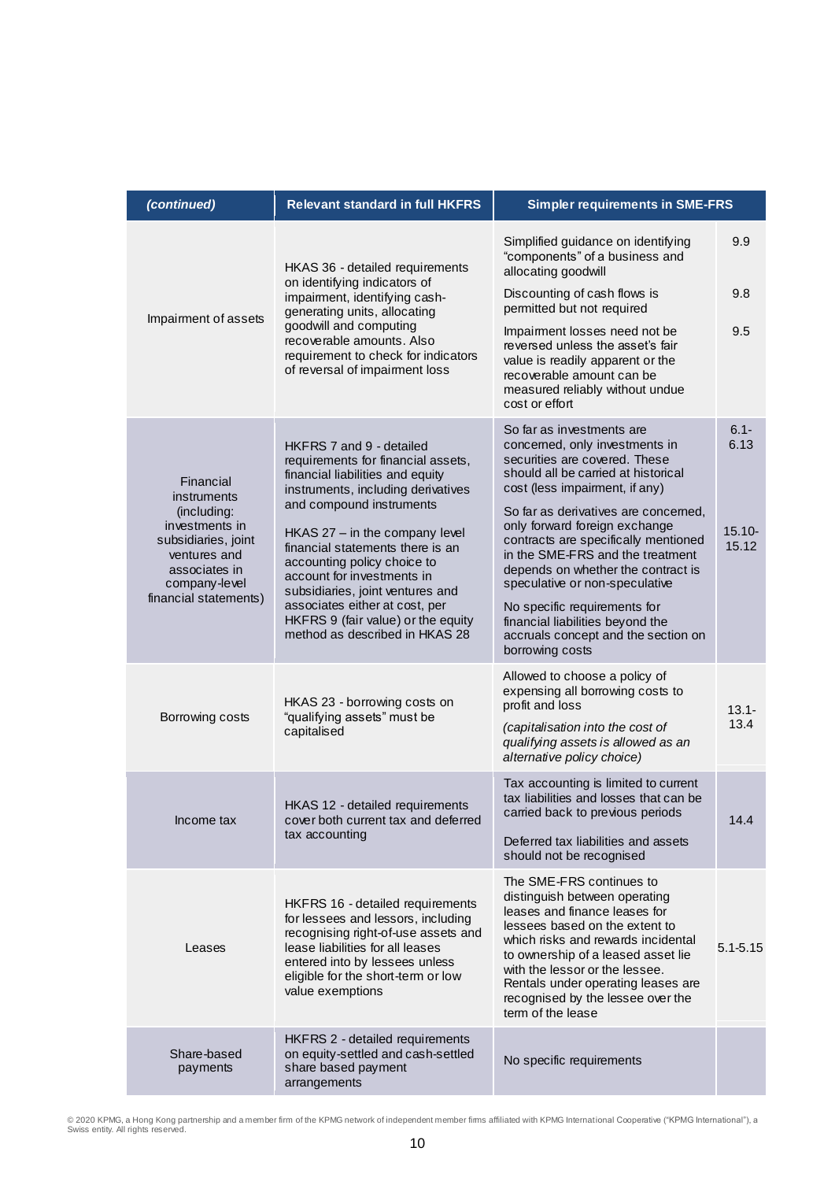| *(continued)* | Relevant standard in full HKFRS | Simpler requirements in SME-FRS | |
|---|---|---|---|
| Impairment of assets | HKAS 36 - detailed requirements on identifying indicators of impairment, identifying cash-generating units, allocating goodwill and computing recoverable amounts. Also requirement to check for indicators of reversal of impairment loss | Simplified guidance on identifying "components" of a business and allocating goodwill<br><br>Discounting of cash flows is permitted but not required<br><br>Impairment losses need not be reversed unless the asset's fair value is readily apparent or the recoverable amount can be measured reliably without undue cost or effort | 9.9<br><br>9.8<br><br>9.5 |
| Financial instruments (including: investments in subsidiaries, joint ventures and associates in company-level financial statements) | HKFRS 7 and 9 - detailed requirements for financial assets, financial liabilities and equity instruments, including derivatives and compound instruments<br><br>HKAS 27 – in the company level financial statements there is an accounting policy choice to account for investments in subsidiaries, joint ventures and associates either at cost, per HKFRS 9 (fair value) or the equity method as described in HKAS 28 | So far as investments are concerned, only investments in securities are covered. These should all be carried at historical cost (less impairment, if any)<br><br>So far as derivatives are concerned, only forward foreign exchange contracts are specifically mentioned in the SME-FRS and the treatment depends on whether the contract is speculative or non-speculative<br><br>No specific requirements for financial liabilities beyond the accruals concept and the section on borrowing costs | 6.1-6.13<br><br>15.10-15.12 |
| Borrowing costs | HKAS 23 - borrowing costs on "qualifying assets" must be capitalised | Allowed to choose a policy of expensing all borrowing costs to profit and loss<br><br>*(capitalisation into the cost of qualifying assets is allowed as an alternative policy choice)* | 13.1-13.4 |
| Income tax | HKAS 12 - detailed requirements cover both current tax and deferred tax accounting | Tax accounting is limited to current tax liabilities and losses that can be carried back to previous periods<br><br>Deferred tax liabilities and assets should not be recognised | 14.4 |
| Leases | HKFRS 16 - detailed requirements for lessees and lessors, including recognising right-of-use assets and lease liabilities for all leases entered into by lessees unless eligible for the short-term or low value exemptions | The SME-FRS continues to distinguish between operating leases and finance leases for lessees based on the extent to which risks and rewards incidental to ownership of a leased asset lie with the lessor or the lessee. Rentals under operating leases are recognised by the lessee over the term of the lease | 5.1-5.15 |
| Share-based payments | HKFRS 2 - detailed requirements on equity-settled and cash-settled share based payment arrangements | No specific requirements | |

© 2020 KPMG, a Hong Kong partnership and a member firm of the KPMG network of independent member firms affiliated with KPMG International Cooperative ("KPMG International"), a Swiss entity. All rights reserved.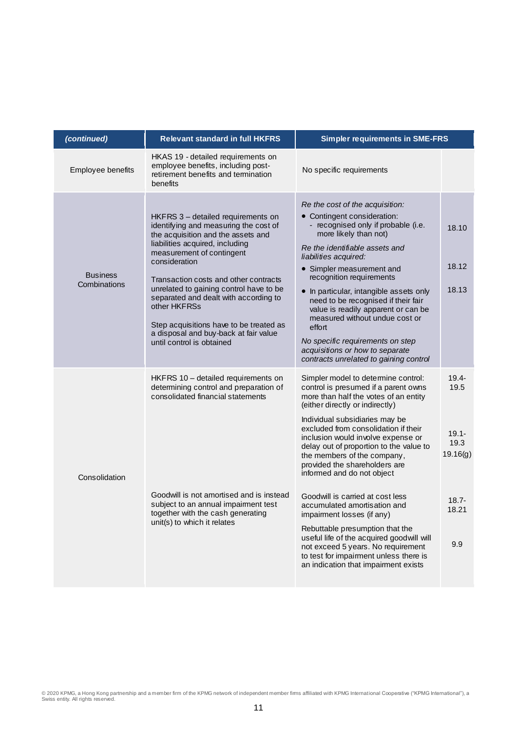| *(continued)* | Relevant standard in full HKFRS | Simpler requirements in SME-FRS | |
|---|---|---|---|
| Employee benefits | HKAS 19 - detailed requirements on employee benefits, including post-retirement benefits and termination benefits | No specific requirements | |
| Business Combinations | HKFRS 3 – detailed requirements on identifying and measuring the cost of the acquisition and the assets and liabilities acquired, including measurement of contingent consideration<br><br>Transaction costs and other contracts unrelated to gaining control have to be separated and dealt with according to other HKFRSs<br><br>Step acquisitions have to be treated as a disposal and buy-back at fair value until control is obtained | *Re the cost of the acquisition:*<br>• Contingent consideration:<br>- recognised only if probable (i.e. more likely than not)<br>*Re the identifiable assets and liabilities acquired:*<br>• Simpler measurement and recognition requirements<br>• In particular, intangible assets only need to be recognised if their fair value is readily apparent or can be measured without undue cost or effort<br>*No specific requirements on step acquisitions or how to separate contracts unrelated to gaining control* | 18.10<br><br>18.12<br><br>18.13 |
| Consolidation | HKFRS 10 – detailed requirements on determining control and preparation of consolidated financial statements<br><br>Goodwill is not amortised and is instead subject to an annual impairment test together with the cash generating unit(s) to which it relates | Simpler model to determine control: control is presumed if a parent owns more than half the votes of an entity (either directly or indirectly)<br><br>Individual subsidiaries may be excluded from consolidation if their inclusion would involve expense or delay out of proportion to the value to the members of the company, provided the shareholders are informed and do not object<br><br>Goodwill is carried at cost less accumulated amortisation and impairment losses (if any)<br><br>Rebuttable presumption that the useful life of the acquired goodwill will not exceed 5 years. No requirement to test for impairment unless there is an indication that impairment exists | 19.4-19.5<br><br>19.1-19.3<br>19.16(g)<br><br>18.7-18.21<br><br>9.9 |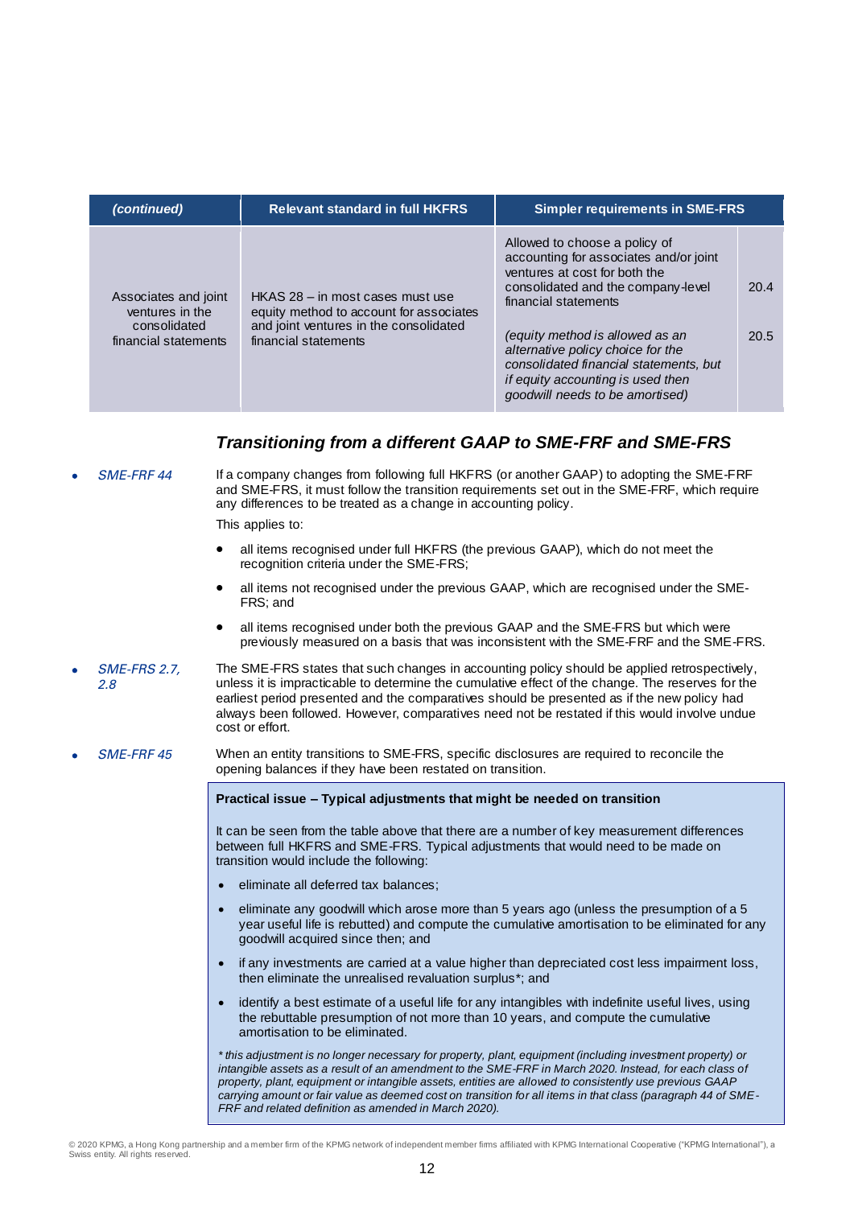| *(continued)* | Relevant standard in full HKFRS | Simpler requirements in SME-FRS | |
|---|---|---|---|
| Associates and joint ventures in the consolidated financial statements | HKAS 28 – in most cases must use equity method to account for associates and joint ventures in the consolidated financial statements | Allowed to choose a policy of accounting for associates and/or joint ventures at cost for both the consolidated and the company-level financial statements<br><br>*(equity method is allowed as an alternative policy choice for the consolidated financial statements, but if equity accounting is used then goodwill needs to be amortised)* | 20.4<br><br>20.5 |

## *Transitioning from a different GAAP to SME-FRF and SME-FRS*

- *SME-FRF 44*

If a company changes from following full HKFRS (or another GAAP) to adopting the SME-FRF and SME-FRS, it must follow the transition requirements set out in the SME-FRF, which require any differences to be treated as a change in accounting policy.

This applies to:

- all items recognised under full HKFRS (the previous GAAP), which do not meet the recognition criteria under the SME-FRS;
- all items not recognised under the previous GAAP, which are recognised under the SME-FRS; and
- all items recognised under both the previous GAAP and the SME-FRS but which were previously measured on a basis that was inconsistent with the SME-FRF and the SME-FRS.

- *SME-FRS 2.7, 2.8*

The SME-FRS states that such changes in accounting policy should be applied retrospectively, unless it is impracticable to determine the cumulative effect of the change. The reserves for the earliest period presented and the comparatives should be presented as if the new policy had always been followed. However, comparatives need not be restated if this would involve undue cost or effort.

- *SME-FRF 45*

When an entity transitions to SME-FRS, specific disclosures are required to reconcile the opening balances if they have been restated on transition.

> **Practical issue – Typical adjustments that might be needed on transition**
>
> It can be seen from the table above that there are a number of key measurement differences between full HKFRS and SME-FRS. Typical adjustments that would need to be made on transition would include the following:
>
> - eliminate all deferred tax balances;
> - eliminate any goodwill which arose more than 5 years ago (unless the presumption of a 5 year useful life is rebutted) and compute the cumulative amortisation to be eliminated for any goodwill acquired since then; and
> - if any investments are carried at a value higher than depreciated cost less impairment loss, then eliminate the unrealised revaluation surplus*; and
> - identify a best estimate of a useful life for any intangibles with indefinite useful lives, using the rebuttable presumption of not more than 10 years, and compute the cumulative amortisation to be eliminated.
>
> *\* this adjustment is no longer necessary for property, plant, equipment (including investment property) or intangible assets as a result of an amendment to the SME-FRF in March 2020. Instead, for each class of property, plant, equipment or intangible assets, entities are allowed to consistently use previous GAAP carrying amount or fair value as deemed cost on transition for all items in that class (paragraph 44 of SME-FRF and related definition as amended in March 2020).*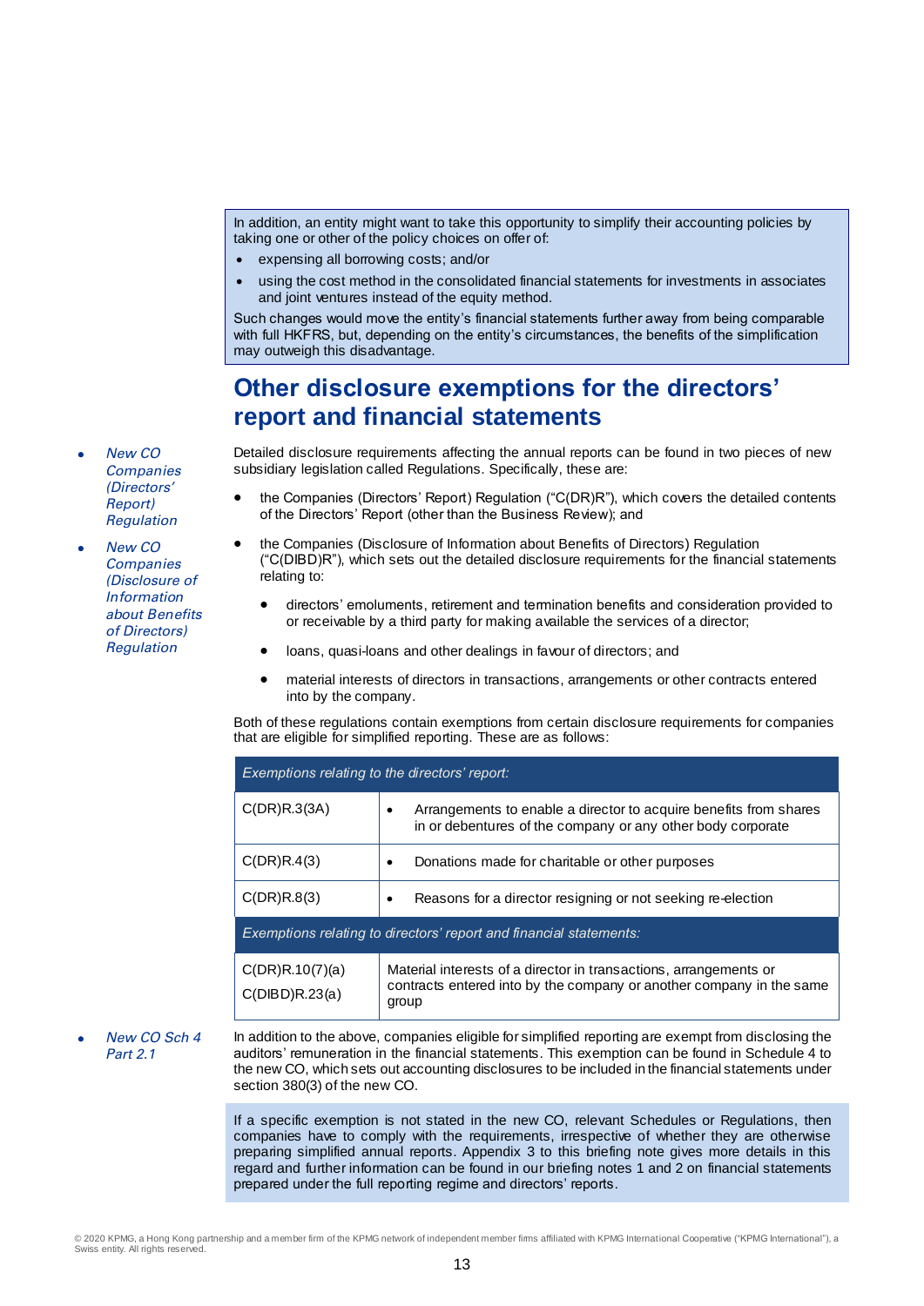In addition, an entity might want to take this opportunity to simplify their accounting policies by taking one or other of the policy choices on offer of:

- expensing all borrowing costs; and/or
- using the cost method in the consolidated financial statements for investments in associates and joint ventures instead of the equity method.

Such changes would move the entity's financial statements further away from being comparable with full HKFRS, but, depending on the entity's circumstances, the benefits of the simplification may outweigh this disadvantage.

## Other disclosure exemptions for the directors' report and financial statements

- *New CO Companies (Directors' Report) Regulation*
- *New CO Companies (Disclosure of Information about Benefits of Directors) Regulation*

Detailed disclosure requirements affecting the annual reports can be found in two pieces of new subsidiary legislation called Regulations. Specifically, these are:

- the Companies (Directors' Report) Regulation ("C(DR)R"), which covers the detailed contents of the Directors' Report (other than the Business Review); and
- the Companies (Disclosure of Information about Benefits of Directors) Regulation ("C(DIBD)R"), which sets out the detailed disclosure requirements for the financial statements relating to:
  - directors' emoluments, retirement and termination benefits and consideration provided to or receivable by a third party for making available the services of a director;
  - loans, quasi-loans and other dealings in favour of directors; and
  - material interests of directors in transactions, arrangements or other contracts entered into by the company.

Both of these regulations contain exemptions from certain disclosure requirements for companies that are eligible for simplified reporting. These are as follows:

| *Exemptions relating to the directors' report:* | |
|---|---|
| C(DR)R.3(3A) | • Arrangements to enable a director to acquire benefits from shares in or debentures of the company or any other body corporate |
| C(DR)R.4(3) | • Donations made for charitable or other purposes |
| C(DR)R.8(3) | • Reasons for a director resigning or not seeking re-election |
| *Exemptions relating to directors' report and financial statements:* | |
| C(DR)R.10(7)(a)<br>C(DIBD)R.23(a) | Material interests of a director in transactions, arrangements or contracts entered into by the company or another company in the same group |

- *New CO Sch 4 Part 2.1*

In addition to the above, companies eligible for simplified reporting are exempt from disclosing the auditors' remuneration in the financial statements. This exemption can be found in Schedule 4 to the new CO, which sets out accounting disclosures to be included in the financial statements under section 380(3) of the new CO.

If a specific exemption is not stated in the new CO, relevant Schedules or Regulations, then companies have to comply with the requirements, irrespective of whether they are otherwise preparing simplified annual reports. Appendix 3 to this briefing note gives more details in this regard and further information can be found in our briefing notes 1 and 2 on financial statements prepared under the full reporting regime and directors' reports.

© 2020 KPMG, a Hong Kong partnership and a member firm of the KPMG network of independent member firms affiliated with KPMG International Cooperative ("KPMG International"), a Swiss entity. All rights reserved.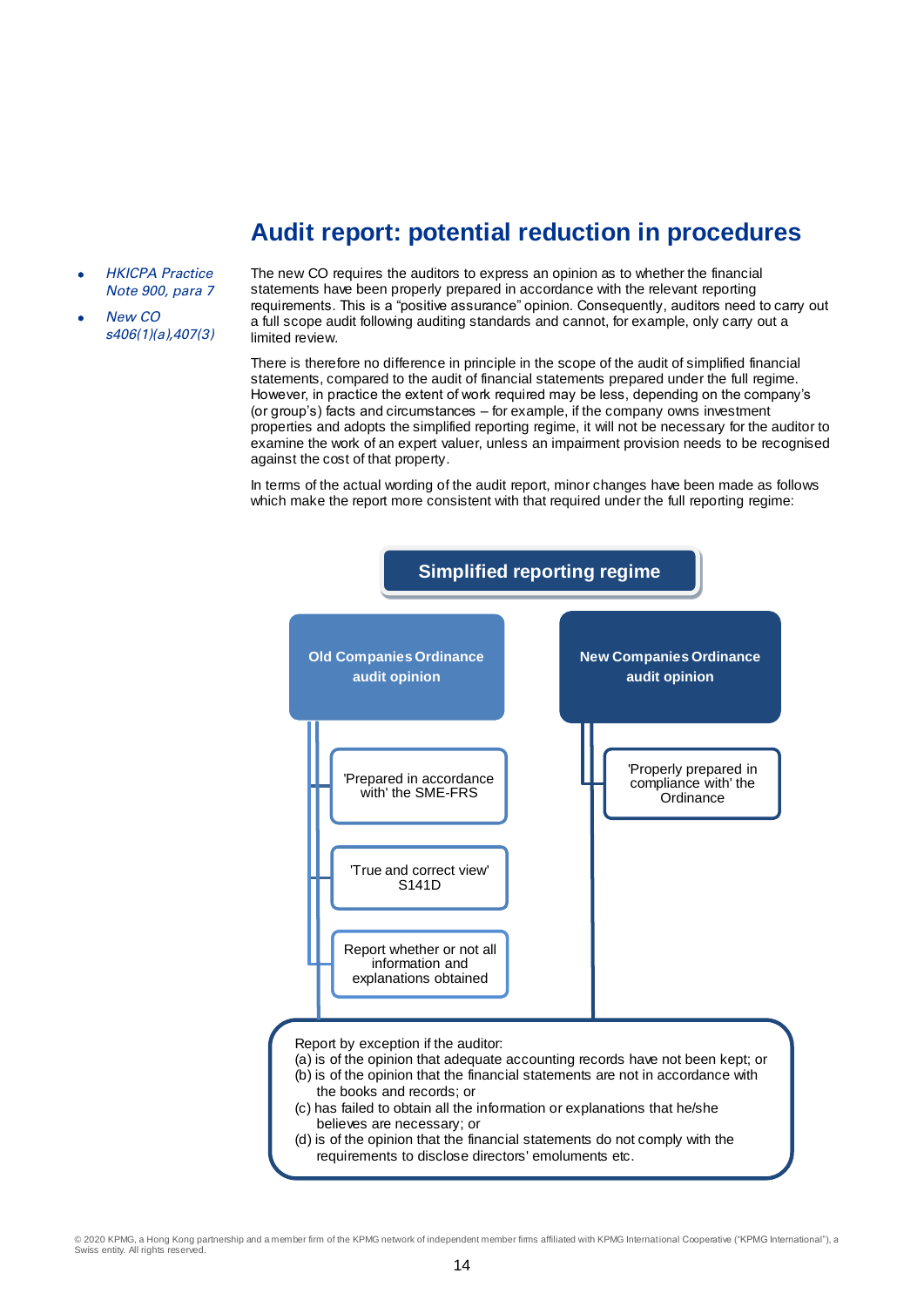# Audit report: potential reduction in procedures

- *HKICPA Practice Note 900, para 7*
- *New CO s406(1)(a),407(3)*

The new CO requires the auditors to express an opinion as to whether the financial statements have been properly prepared in accordance with the relevant reporting requirements. This is a "positive assurance" opinion. Consequently, auditors need to carry out a full scope audit following auditing standards and cannot, for example, only carry out a limited review.

There is therefore no difference in principle in the scope of the audit of simplified financial statements, compared to the audit of financial statements prepared under the full regime. However, in practice the extent of work required may be less, depending on the company's (or group's) facts and circumstances – for example, if the company owns investment properties and adopts the simplified reporting regime, it will not be necessary for the auditor to examine the work of an expert valuer, unless an impairment provision needs to be recognised against the cost of that property.

In terms of the actual wording of the audit report, minor changes have been made as follows which make the report more consistent with that required under the full reporting regime:

**Simplified reporting regime**

| Old Companies Ordinance audit opinion | New Companies Ordinance audit opinion |
|---|---|
| 'Prepared in accordance with' the SME-FRS | 'Properly prepared in compliance with' the Ordinance |
| 'True and correct view' S141D | |
| Report whether or not all information and explanations obtained | |

Report by exception if the auditor:

(a) is of the opinion that adequate accounting records have not been kept; or

(b) is of the opinion that the financial statements are not in accordance with the books and records; or

(c) has failed to obtain all the information or explanations that he/she believes are necessary; or

(d) is of the opinion that the financial statements do not comply with the requirements to disclose directors' emoluments etc.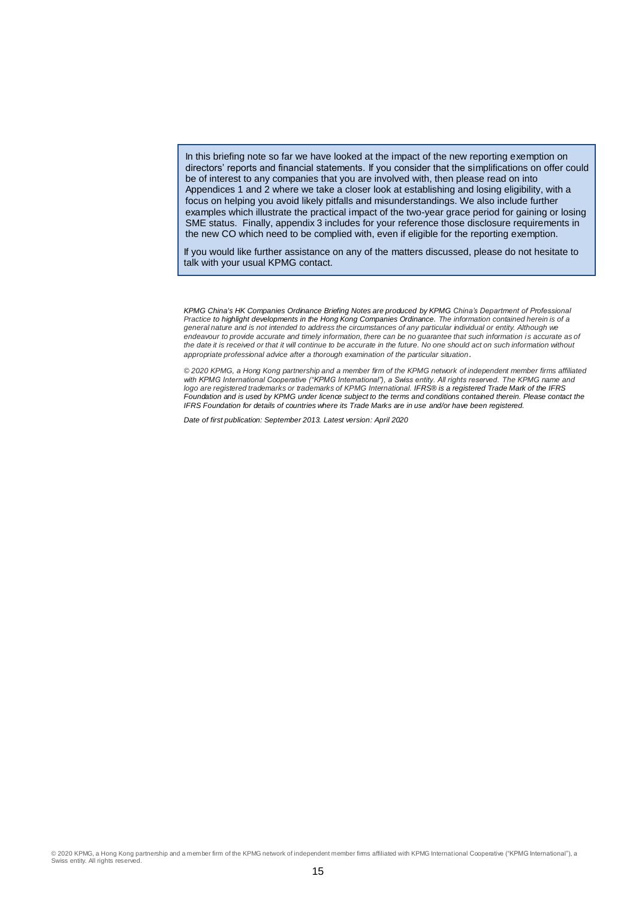In this briefing note so far we have looked at the impact of the new reporting exemption on directors' reports and financial statements. If you consider that the simplifications on offer could be of interest to any companies that you are involved with, then please read on into Appendices 1 and 2 where we take a closer look at establishing and losing eligibility, with a focus on helping you avoid likely pitfalls and misunderstandings. We also include further examples which illustrate the practical impact of the two-year grace period for gaining or losing SME status. Finally, appendix 3 includes for your reference those disclosure requirements in the new CO which need to be complied with, even if eligible for the reporting exemption.

If you would like further assistance on any of the matters discussed, please do not hesitate to talk with your usual KPMG contact.

*KPMG China's HK Companies Ordinance Briefing Notes are produced by KPMG China's Department of Professional Practice to highlight developments in the Hong Kong Companies Ordinance. The information contained herein is of a general nature and is not intended to address the circumstances of any particular individual or entity. Although we endeavour to provide accurate and timely information, there can be no guarantee that such information is accurate as of the date it is received or that it will continue to be accurate in the future. No one should act on such information without appropriate professional advice after a thorough examination of the particular situation.*

*© 2020 KPMG, a Hong Kong partnership and a member firm of the KPMG network of independent member firms affiliated with KPMG International Cooperative ("KPMG International"), a Swiss entity. All rights reserved. The KPMG name and logo are registered trademarks or trademarks of KPMG International. IFRS® is a registered Trade Mark of the IFRS Foundation and is used by KPMG under licence subject to the terms and conditions contained therein. Please contact the IFRS Foundation for details of countries where its Trade Marks are in use and/or have been registered.*

*Date of first publication: September 2013. Latest version: April 2020*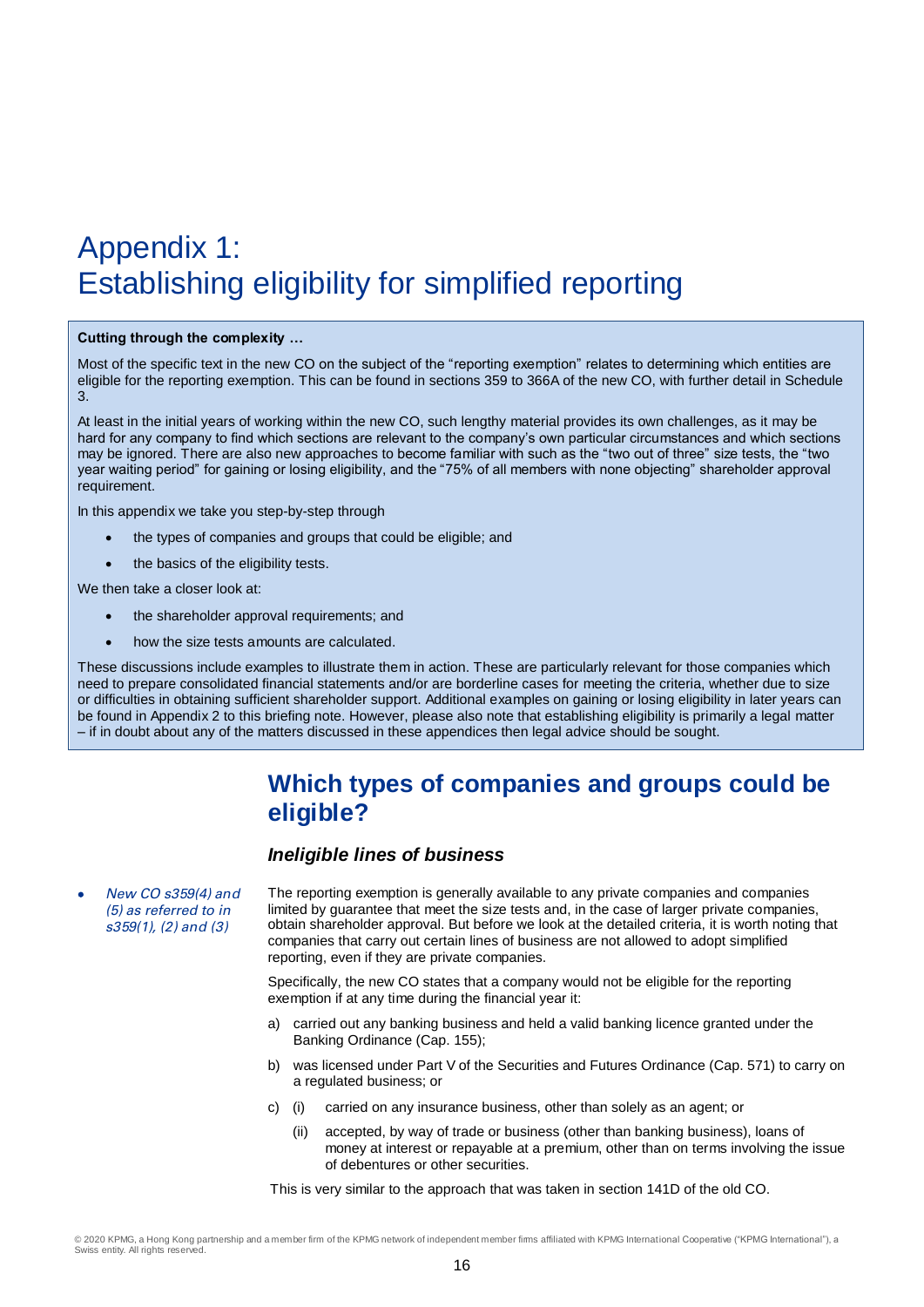# Appendix 1: Establishing eligibility for simplified reporting

**Cutting through the complexity …**

Most of the specific text in the new CO on the subject of the "reporting exemption" relates to determining which entities are eligible for the reporting exemption. This can be found in sections 359 to 366A of the new CO, with further detail in Schedule 3.

At least in the initial years of working within the new CO, such lengthy material provides its own challenges, as it may be hard for any company to find which sections are relevant to the company's own particular circumstances and which sections may be ignored. There are also new approaches to become familiar with such as the "two out of three" size tests, the "two year waiting period" for gaining or losing eligibility, and the "75% of all members with none objecting" shareholder approval requirement.

In this appendix we take you step-by-step through

- the types of companies and groups that could be eligible; and
- the basics of the eligibility tests.

We then take a closer look at:

- the shareholder approval requirements; and
- how the size tests amounts are calculated.

These discussions include examples to illustrate them in action. These are particularly relevant for those companies which need to prepare consolidated financial statements and/or are borderline cases for meeting the criteria, whether due to size or difficulties in obtaining sufficient shareholder support. Additional examples on gaining or losing eligibility in later years can be found in Appendix 2 to this briefing note. However, please also note that establishing eligibility is primarily a legal matter – if in doubt about any of the matters discussed in these appendices then legal advice should be sought.

## Which types of companies and groups could be eligible?

### *Ineligible lines of business*

- *New CO s359(4) and (5) as referred to in s359(1), (2) and (3)*

The reporting exemption is generally available to any private companies and companies limited by guarantee that meet the size tests and, in the case of larger private companies, obtain shareholder approval. But before we look at the detailed criteria, it is worth noting that companies that carry out certain lines of business are not allowed to adopt simplified reporting, even if they are private companies.

Specifically, the new CO states that a company would not be eligible for the reporting exemption if at any time during the financial year it:

a) carried out any banking business and held a valid banking licence granted under the Banking Ordinance (Cap. 155);

b) was licensed under Part V of the Securities and Futures Ordinance (Cap. 571) to carry on a regulated business; or

c) (i) carried on any insurance business, other than solely as an agent; or

   (ii) accepted, by way of trade or business (other than banking business), loans of money at interest or repayable at a premium, other than on terms involving the issue of debentures or other securities.

This is very similar to the approach that was taken in section 141D of the old CO.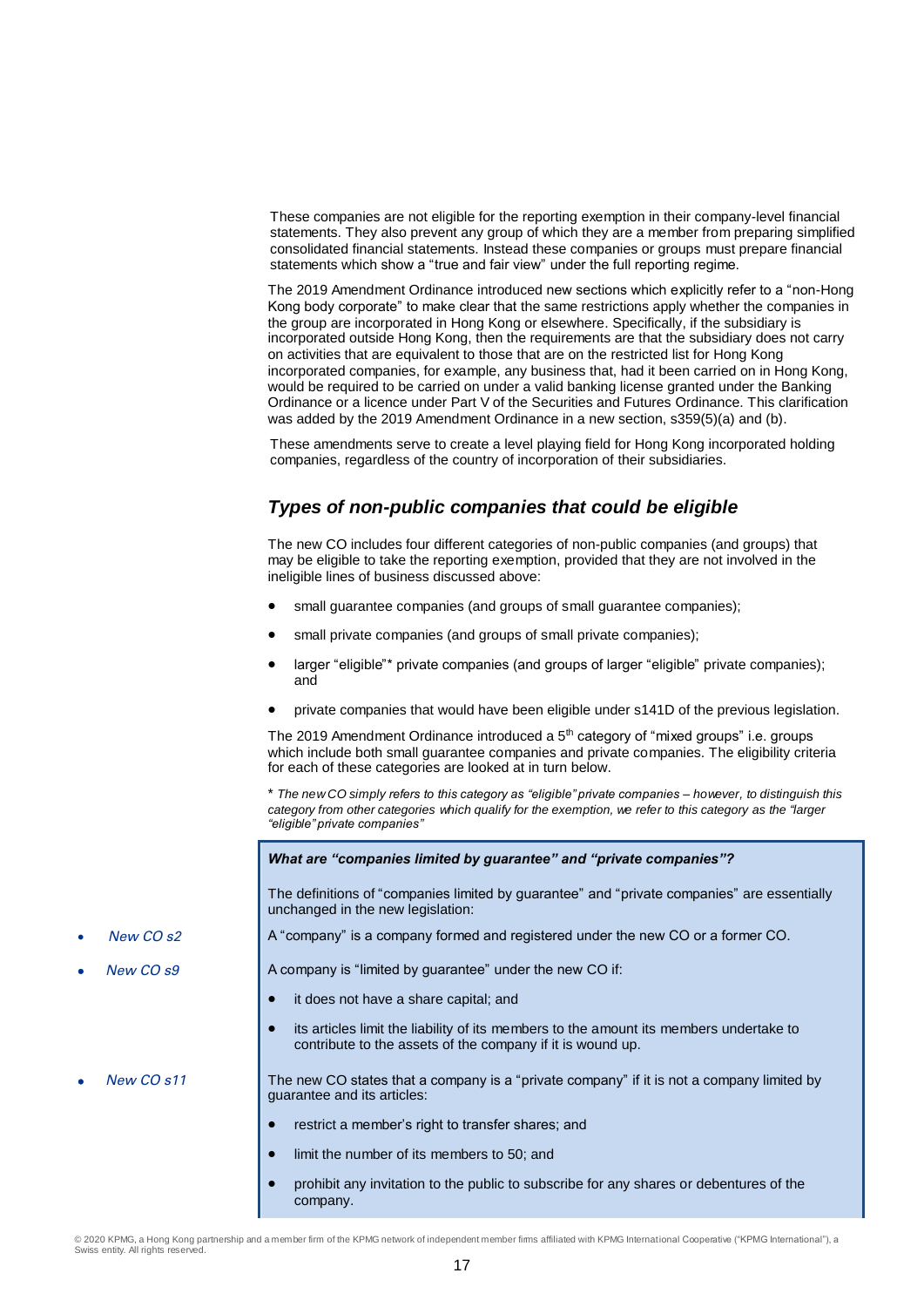These companies are not eligible for the reporting exemption in their company-level financial statements. They also prevent any group of which they are a member from preparing simplified consolidated financial statements. Instead these companies or groups must prepare financial statements which show a "true and fair view" under the full reporting regime.

The 2019 Amendment Ordinance introduced new sections which explicitly refer to a "non-Hong Kong body corporate" to make clear that the same restrictions apply whether the companies in the group are incorporated in Hong Kong or elsewhere. Specifically, if the subsidiary is incorporated outside Hong Kong, then the requirements are that the subsidiary does not carry on activities that are equivalent to those that are on the restricted list for Hong Kong incorporated companies, for example, any business that, had it been carried on in Hong Kong, would be required to be carried on under a valid banking license granted under the Banking Ordinance or a licence under Part V of the Securities and Futures Ordinance. This clarification was added by the 2019 Amendment Ordinance in a new section, s359(5)(a) and (b).

These amendments serve to create a level playing field for Hong Kong incorporated holding companies, regardless of the country of incorporation of their subsidiaries.

## *Types of non-public companies that could be eligible*

The new CO includes four different categories of non-public companies (and groups) that may be eligible to take the reporting exemption, provided that they are not involved in the ineligible lines of business discussed above:

- small guarantee companies (and groups of small guarantee companies);
- small private companies (and groups of small private companies);
- larger "eligible"* private companies (and groups of larger "eligible" private companies); and
- private companies that would have been eligible under s141D of the previous legislation.

The 2019 Amendment Ordinance introduced a 5th category of "mixed groups" i.e. groups which include both small guarantee companies and private companies. The eligibility criteria for each of these categories are looked at in turn below.

\* *The new CO simply refers to this category as "eligible" private companies – however, to distinguish this category from other categories which qualify for the exemption, we refer to this category as the "larger "eligible" private companies"*

***What are "companies limited by guarantee" and "private companies"?***

The definitions of "companies limited by guarantee" and "private companies" are essentially unchanged in the new legislation:

- *New CO s2*

A "company" is a company formed and registered under the new CO or a former CO.

- *New CO s9*

A company is "limited by guarantee" under the new CO if:

- it does not have a share capital; and
- its articles limit the liability of its members to the amount its members undertake to contribute to the assets of the company if it is wound up.

- *New CO s11*

The new CO states that a company is a "private company" if it is not a company limited by guarantee and its articles:

- restrict a member's right to transfer shares; and
- limit the number of its members to 50; and
- prohibit any invitation to the public to subscribe for any shares or debentures of the company.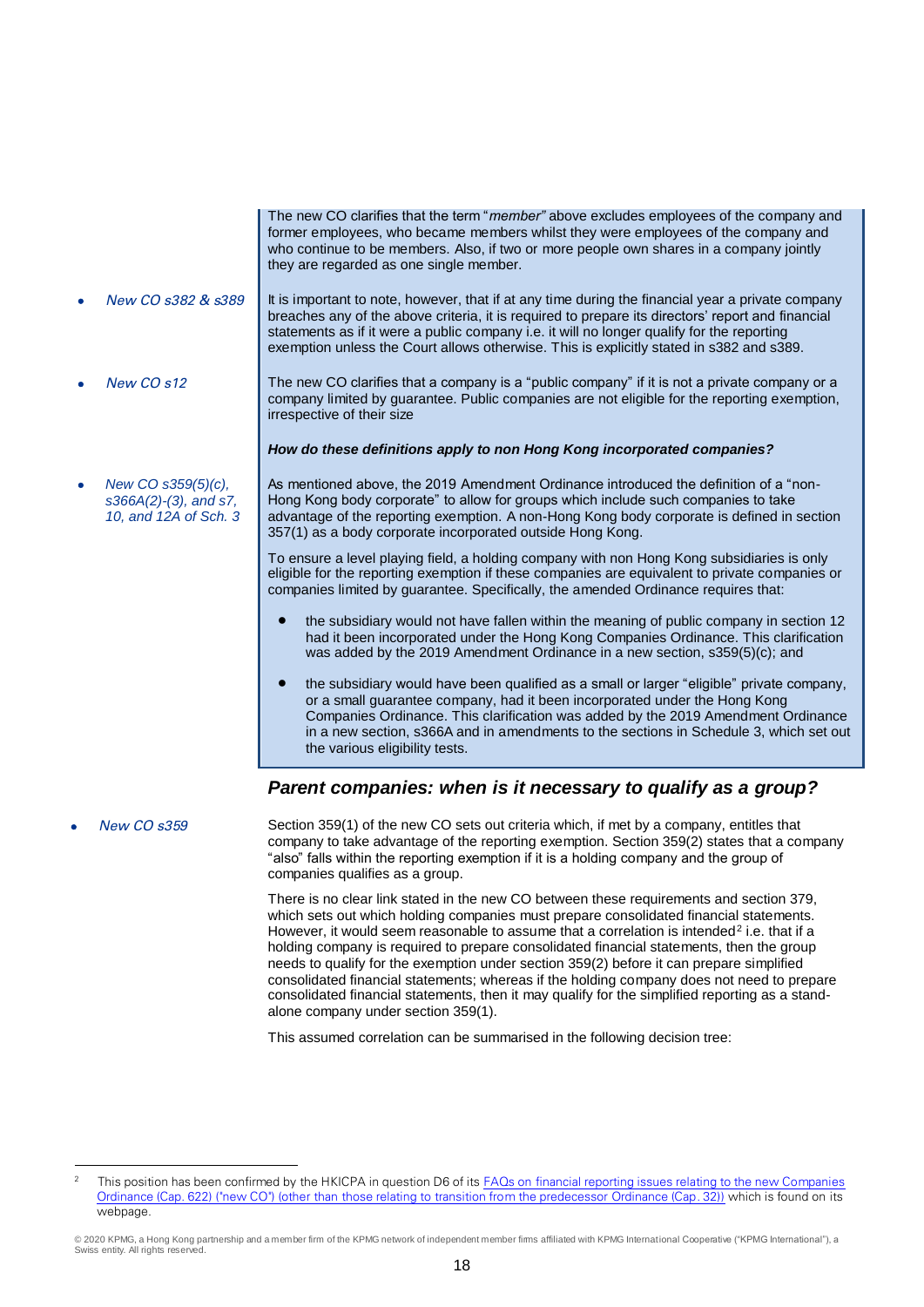The new CO clarifies that the term "*member*" above excludes employees of the company and former employees, who became members whilst they were employees of the company and who continue to be members. Also, if two or more people own shares in a company jointly they are regarded as one single member.

- *New CO s382 & s389*

It is important to note, however, that if at any time during the financial year a private company breaches any of the above criteria, it is required to prepare its directors' report and financial statements as if it were a public company i.e. it will no longer qualify for the reporting exemption unless the Court allows otherwise. This is explicitly stated in s382 and s389.

- *New CO s12*

The new CO clarifies that a company is a "public company" if it is not a private company or a company limited by guarantee. Public companies are not eligible for the reporting exemption, irrespective of their size

***How do these definitions apply to non Hong Kong incorporated companies?***

- *New CO s359(5)(c), s366A(2)-(3), and s7, 10, and 12A of Sch. 3*

As mentioned above, the 2019 Amendment Ordinance introduced the definition of a "non-Hong Kong body corporate" to allow for groups which include such companies to take advantage of the reporting exemption. A non-Hong Kong body corporate is defined in section 357(1) as a body corporate incorporated outside Hong Kong.

To ensure a level playing field, a holding company with non Hong Kong subsidiaries is only eligible for the reporting exemption if these companies are equivalent to private companies or companies limited by guarantee. Specifically, the amended Ordinance requires that:

- the subsidiary would not have fallen within the meaning of public company in section 12 had it been incorporated under the Hong Kong Companies Ordinance. This clarification was added by the 2019 Amendment Ordinance in a new section, s359(5)(c); and
- the subsidiary would have been qualified as a small or larger "eligible" private company, or a small guarantee company, had it been incorporated under the Hong Kong Companies Ordinance. This clarification was added by the 2019 Amendment Ordinance in a new section, s366A and in amendments to the sections in Schedule 3, which set out the various eligibility tests.

## *Parent companies: when is it necessary to qualify as a group?*

- *New CO s359*

Section 359(1) of the new CO sets out criteria which, if met by a company, entitles that company to take advantage of the reporting exemption. Section 359(2) states that a company "also" falls within the reporting exemption if it is a holding company and the group of companies qualifies as a group.

There is no clear link stated in the new CO between these requirements and section 379, which sets out which holding companies must prepare consolidated financial statements. However, it would seem reasonable to assume that a correlation is intended[2] i.e. that if a holding company is required to prepare consolidated financial statements, then the group needs to qualify for the exemption under section 359(2) before it can prepare simplified consolidated financial statements; whereas if the holding company does not need to prepare consolidated financial statements, then it may qualify for the simplified reporting as a stand-alone company under section 359(1).

This assumed correlation can be summarised in the following decision tree:

[2] This position has been confirmed by the HKICPA in question D6 of its FAQs on financial reporting issues relating to the new Companies Ordinance (Cap. 622) ("new CO") (other than those relating to transition from the predecessor Ordinance (Cap. 32)) which is found on its webpage.

© 2020 KPMG, a Hong Kong partnership and a member firm of the KPMG network of independent member firms affiliated with KPMG International Cooperative ("KPMG International"), a Swiss entity. All rights reserved.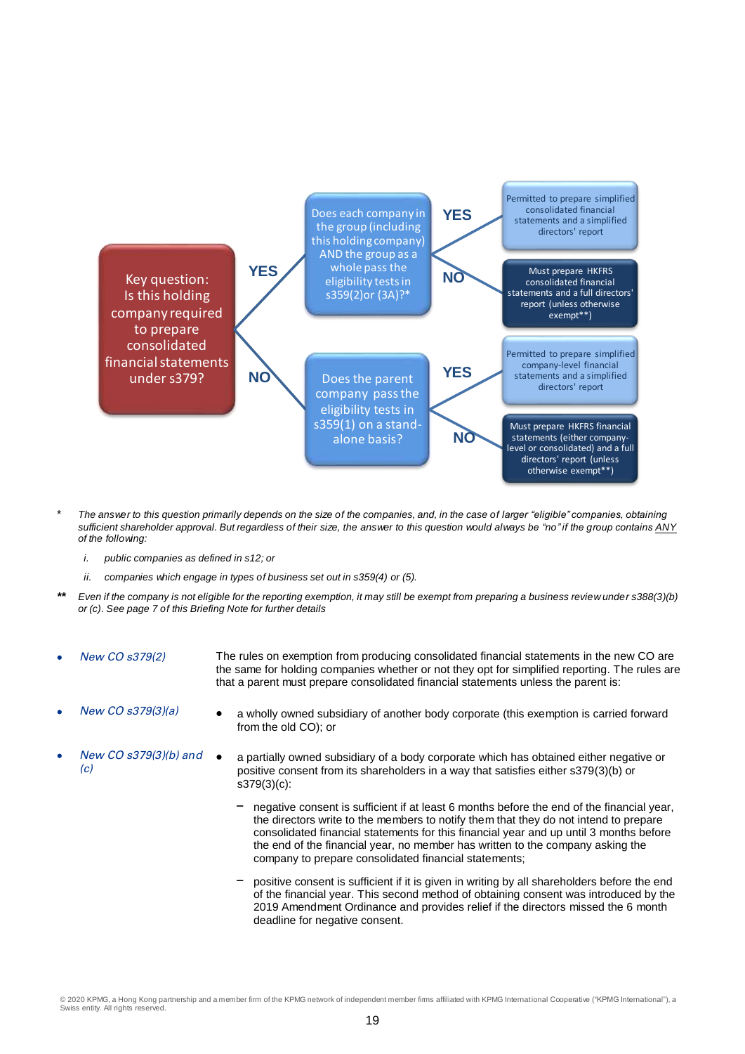**Key question: Is this holding company required to prepare consolidated financial statements under s379?**

- **YES** → Does each company in the group (including this holding company) AND the group as a whole pass the eligibility tests in s359(2)or (3A)?*
  - **YES** → Permitted to prepare simplified consolidated financial statements and a simplified directors' report
  - **NO** → Must prepare HKFRS consolidated financial statements and a full directors' report (unless otherwise exempt**)
- **NO** → Does the parent company pass the eligibility tests in s359(1) on a stand-alone basis?
  - **YES** → Permitted to prepare simplified company-level financial statements and a simplified directors' report
  - **NO** → Must prepare HKFRS financial statements (either company-level or consolidated) and a full directors' report (unless otherwise exempt**)

\* *The answer to this question primarily depends on the size of the companies, and, in the case of larger "eligible" companies, obtaining sufficient shareholder approval. But regardless of their size, the answer to this question would always be "no" if the group contains ANY of the following:*

*i. public companies as defined in s12; or*

*ii. companies which engage in types of business set out in s359(4) or (5).*

\*\* *Even if the company is not eligible for the reporting exemption, it may still be exempt from preparing a business review under s388(3)(b) or (c). See page 7 of this Briefing Note for further details*

- *New CO s379(2)*

The rules on exemption from producing consolidated financial statements in the new CO are the same for holding companies whether or not they opt for simplified reporting. The rules are that a parent must prepare consolidated financial statements unless the parent is:

- *New CO s379(3)(a)*

  - a wholly owned subsidiary of another body corporate (this exemption is carried forward from the old CO); or

- *New CO s379(3)(b) and (c)*

  - a partially owned subsidiary of a body corporate which has obtained either negative or positive consent from its shareholders in a way that satisfies either s379(3)(b) or s379(3)(c):

    – negative consent is sufficient if at least 6 months before the end of the financial year, the directors write to the members to notify them that they do not intend to prepare consolidated financial statements for this financial year and up until 3 months before the end of the financial year, no member has written to the company asking the company to prepare consolidated financial statements;

    – positive consent is sufficient if it is given in writing by all shareholders before the end of the financial year. This second method of obtaining consent was introduced by the 2019 Amendment Ordinance and provides relief if the directors missed the 6 month deadline for negative consent.

© 2020 KPMG, a Hong Kong partnership and a member firm of the KPMG network of independent member firms affiliated with KPMG International Cooperative ("KPMG International"), a Swiss entity. All rights reserved.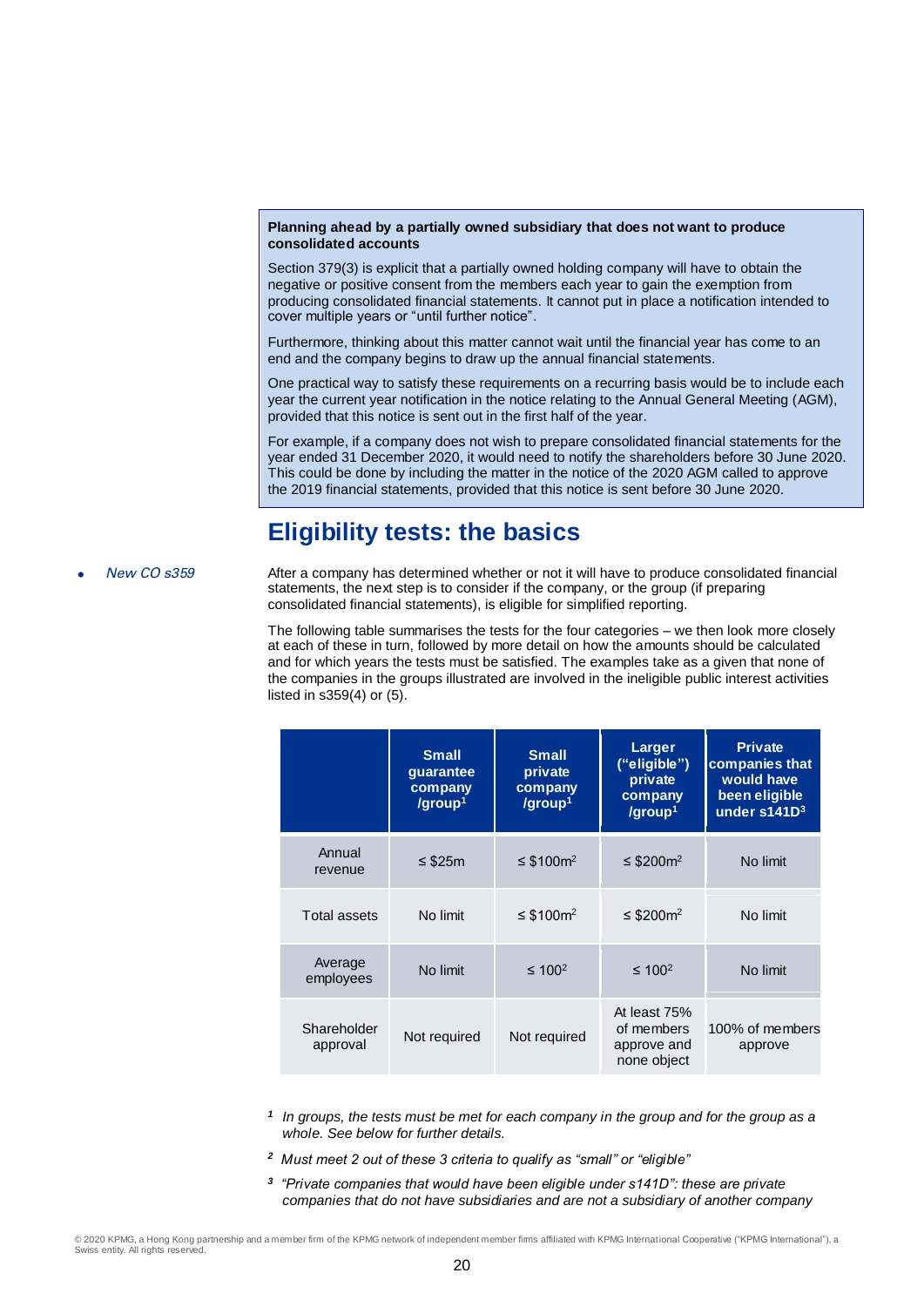**Planning ahead by a partially owned subsidiary that does not want to produce consolidated accounts**

Section 379(3) is explicit that a partially owned holding company will have to obtain the negative or positive consent from the members each year to gain the exemption from producing consolidated financial statements. It cannot put in place a notification intended to cover multiple years or "until further notice".

Furthermore, thinking about this matter cannot wait until the financial year has come to an end and the company begins to draw up the annual financial statements.

One practical way to satisfy these requirements on a recurring basis would be to include each year the current year notification in the notice relating to the Annual General Meeting (AGM), provided that this notice is sent out in the first half of the year.

For example, if a company does not wish to prepare consolidated financial statements for the year ended 31 December 2020, it would need to notify the shareholders before 30 June 2020. This could be done by including the matter in the notice of the 2020 AGM called to approve the 2019 financial statements, provided that this notice is sent before 30 June 2020.

## Eligibility tests: the basics

- *New CO s359*

After a company has determined whether or not it will have to produce consolidated financial statements, the next step is to consider if the company, or the group (if preparing consolidated financial statements), is eligible for simplified reporting.

The following table summarises the tests for the four categories – we then look more closely at each of these in turn, followed by more detail on how the amounts should be calculated and for which years the tests must be satisfied. The examples take as a given that none of the companies in the groups illustrated are involved in the ineligible public interest activities listed in s359(4) or (5).

| | Small guarantee company /group[1] | Small private company /group[1] | Larger ("eligible") private company /group[1] | Private companies that would have been eligible under s141D[3] |
|---|---|---|---|---|
| Annual revenue | ≤ $25m | ≤ $100m[2] | ≤ $200m[2] | No limit |
| Total assets | No limit | ≤ $100m[2] | ≤ $200m[2] | No limit |
| Average employees | No limit | ≤ 100[2] | ≤ 100[2] | No limit |
| Shareholder approval | Not required | Not required | At least 75% of members approve and none object | 100% of members approve |

[1] *In groups, the tests must be met for each company in the group and for the group as a whole. See below for further details.*

[2] *Must meet 2 out of these 3 criteria to qualify as "small" or "eligible"*

[3] *"Private companies that would have been eligible under s141D": these are private companies that do not have subsidiaries and are not a subsidiary of another company*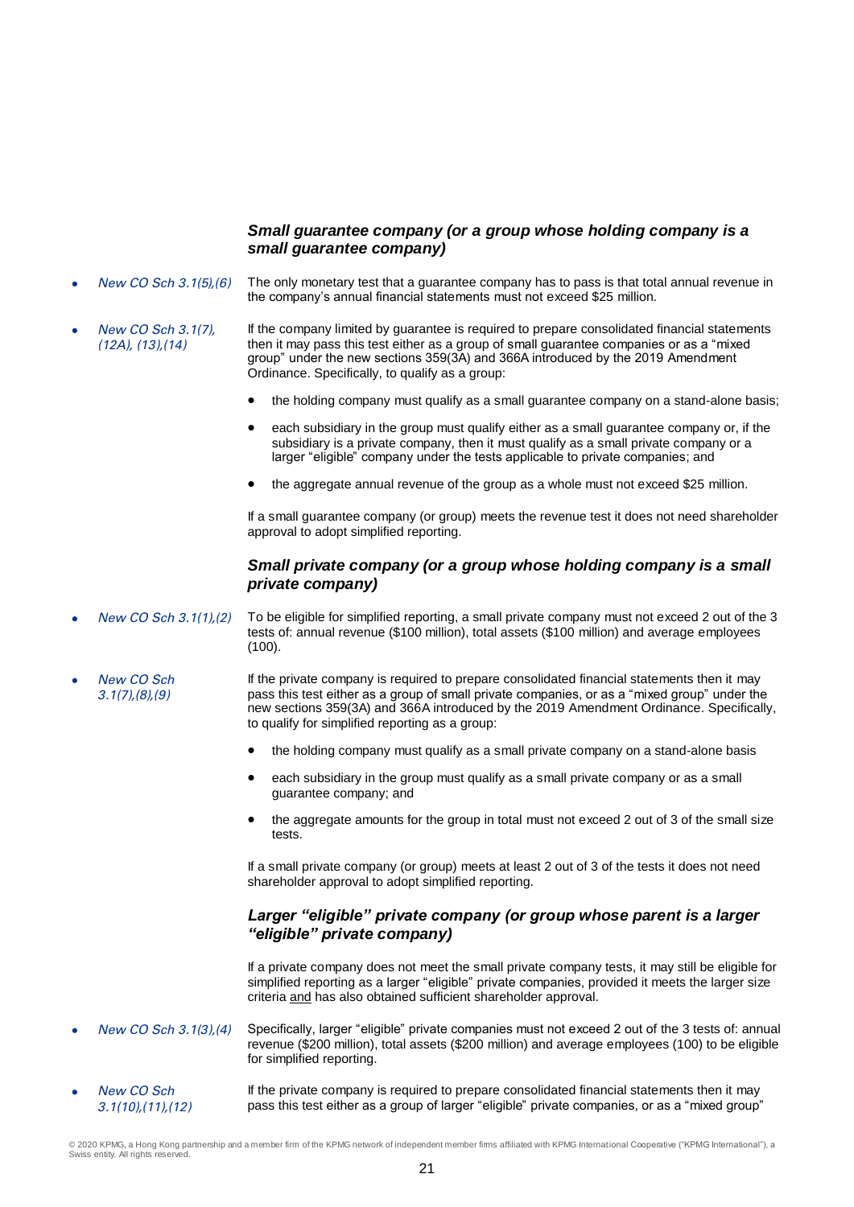### *Small guarantee company (or a group whose holding company is a small guarantee company)*

- *New CO Sch 3.1(5),(6)*

The only monetary test that a guarantee company has to pass is that total annual revenue in the company's annual financial statements must not exceed $25 million.

- *New CO Sch 3.1(7), (12A), (13),(14)*

If the company limited by guarantee is required to prepare consolidated financial statements then it may pass this test either as a group of small guarantee companies or as a "mixed group" under the new sections 359(3A) and 366A introduced by the 2019 Amendment Ordinance. Specifically, to qualify as a group:

- the holding company must qualify as a small guarantee company on a stand-alone basis;
- each subsidiary in the group must qualify either as a small guarantee company or, if the subsidiary is a private company, then it must qualify as a small private company or a larger "eligible" company under the tests applicable to private companies; and
- the aggregate annual revenue of the group as a whole must not exceed $25 million.

If a small guarantee company (or group) meets the revenue test it does not need shareholder approval to adopt simplified reporting.

### *Small private company (or a group whose holding company is a small private company)*

- *New CO Sch 3.1(1),(2)*

To be eligible for simplified reporting, a small private company must not exceed 2 out of the 3 tests of: annual revenue ($100 million), total assets ($100 million) and average employees (100).

- *New CO Sch 3.1(7),(8),(9)*

If the private company is required to prepare consolidated financial statements then it may pass this test either as a group of small private companies, or as a "mixed group" under the new sections 359(3A) and 366A introduced by the 2019 Amendment Ordinance. Specifically, to qualify for simplified reporting as a group:

- the holding company must qualify as a small private company on a stand-alone basis
- each subsidiary in the group must qualify as a small private company or as a small guarantee company; and
- the aggregate amounts for the group in total must not exceed 2 out of 3 of the small size tests.

If a small private company (or group) meets at least 2 out of 3 of the tests it does not need shareholder approval to adopt simplified reporting.

### *Larger "eligible" private company (or group whose parent is a larger "eligible" private company)*

If a private company does not meet the small private company tests, it may still be eligible for simplified reporting as a larger "eligible" private companies, provided it meets the larger size criteria <u>and</u> has also obtained sufficient shareholder approval.

- *New CO Sch 3.1(3),(4)*

Specifically, larger "eligible" private companies must not exceed 2 out of the 3 tests of: annual revenue ($200 million), total assets ($200 million) and average employees (100) to be eligible for simplified reporting.

- *New CO Sch 3.1(10),(11),(12)*

If the private company is required to prepare consolidated financial statements then it may pass this test either as a group of larger "eligible" private companies, or as a "mixed group"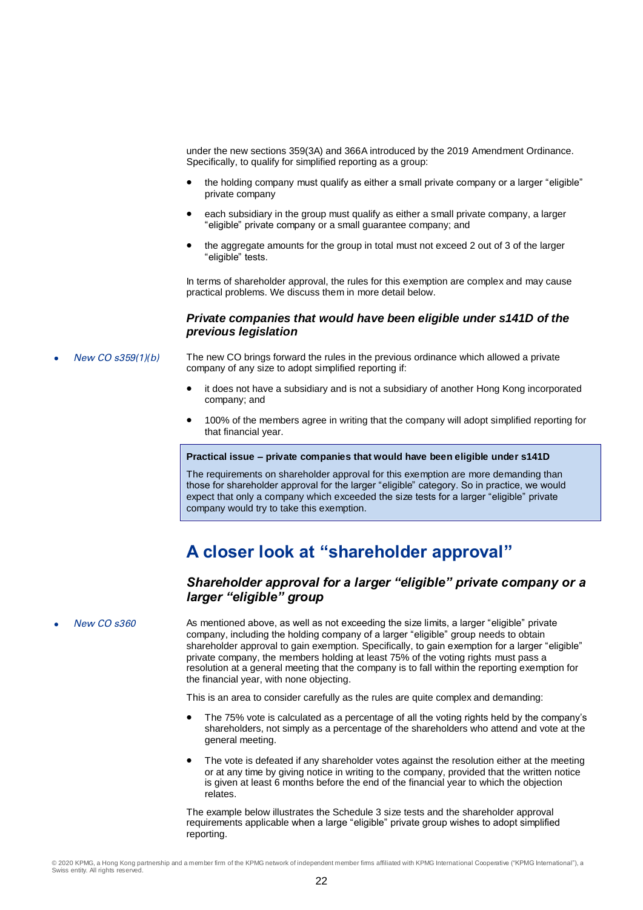under the new sections 359(3A) and 366A introduced by the 2019 Amendment Ordinance. Specifically, to qualify for simplified reporting as a group:

- the holding company must qualify as either a small private company or a larger “eligible” private company
- each subsidiary in the group must qualify as either a small private company, a larger “eligible” private company or a small guarantee company; and
- the aggregate amounts for the group in total must not exceed 2 out of 3 of the larger “eligible” tests.

In terms of shareholder approval, the rules for this exemption are complex and may cause practical problems. We discuss them in more detail below.

### *Private companies that would have been eligible under s141D of the previous legislation*

- *New CO s359(1)(b)*

The new CO brings forward the rules in the previous ordinance which allowed a private company of any size to adopt simplified reporting if:

- it does not have a subsidiary and is not a subsidiary of another Hong Kong incorporated company; and
- 100% of the members agree in writing that the company will adopt simplified reporting for that financial year.

**Practical issue – private companies that would have been eligible under s141D**

The requirements on shareholder approval for this exemption are more demanding than those for shareholder approval for the larger “eligible” category. So in practice, we would expect that only a company which exceeded the size tests for a larger “eligible” private company would try to take this exemption.

## A closer look at “shareholder approval”

### *Shareholder approval for a larger “eligible” private company or a larger “eligible” group*

- *New CO s360*

As mentioned above, as well as not exceeding the size limits, a larger “eligible” private company, including the holding company of a larger “eligible” group needs to obtain shareholder approval to gain exemption. Specifically, to gain exemption for a larger “eligible” private company, the members holding at least 75% of the voting rights must pass a resolution at a general meeting that the company is to fall within the reporting exemption for the financial year, with none objecting.

This is an area to consider carefully as the rules are quite complex and demanding:

- The 75% vote is calculated as a percentage of all the voting rights held by the company’s shareholders, not simply as a percentage of the shareholders who attend and vote at the general meeting.
- The vote is defeated if any shareholder votes against the resolution either at the meeting or at any time by giving notice in writing to the company, provided that the written notice is given at least 6 months before the end of the financial year to which the objection relates.

The example below illustrates the Schedule 3 size tests and the shareholder approval requirements applicable when a large “eligible” private group wishes to adopt simplified reporting.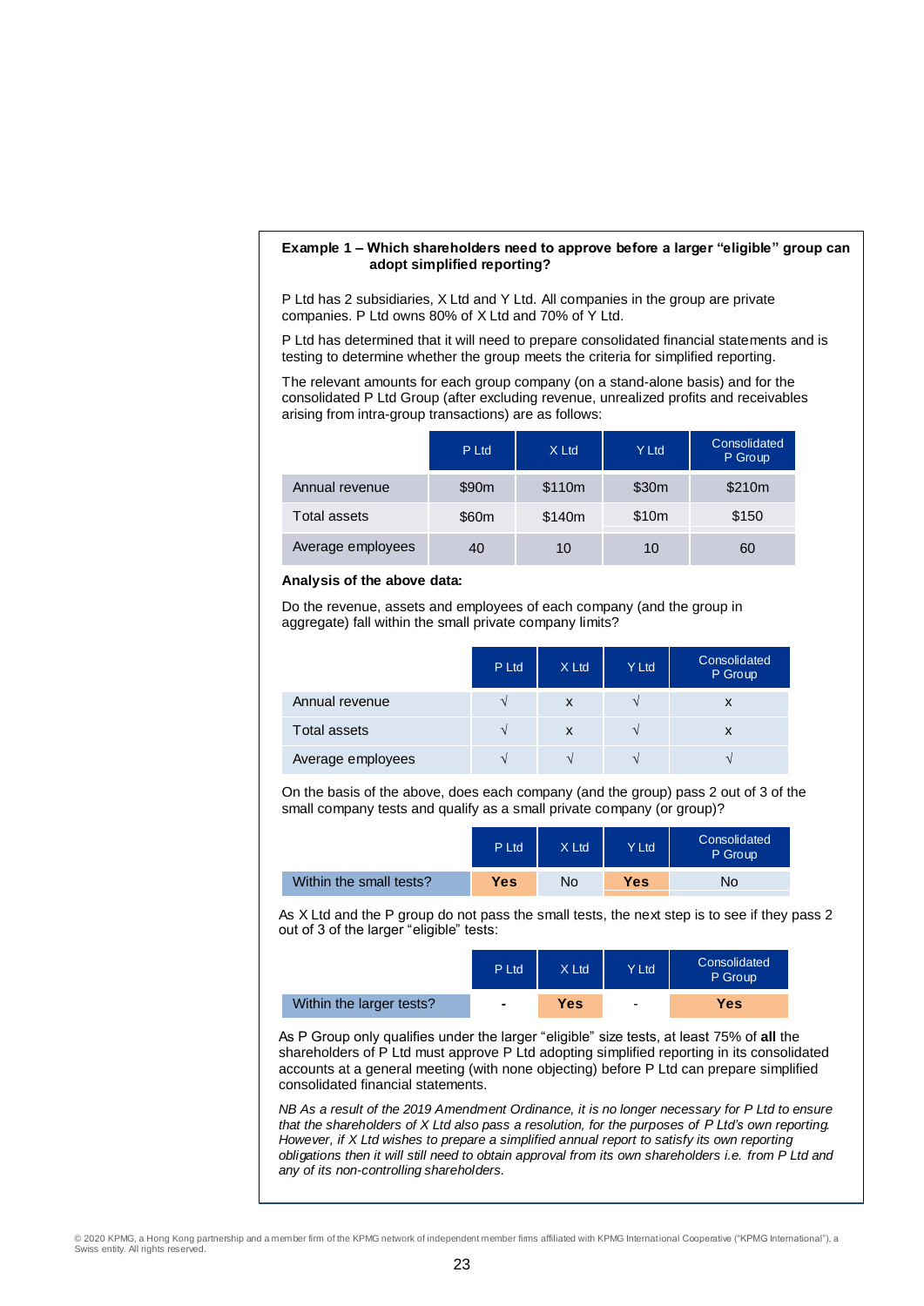**Example 1 – Which shareholders need to approve before a larger "eligible" group can adopt simplified reporting?**

P Ltd has 2 subsidiaries, X Ltd and Y Ltd. All companies in the group are private companies. P Ltd owns 80% of X Ltd and 70% of Y Ltd.

P Ltd has determined that it will need to prepare consolidated financial statements and is testing to determine whether the group meets the criteria for simplified reporting.

The relevant amounts for each group company (on a stand-alone basis) and for the consolidated P Ltd Group (after excluding revenue, unrealized profits and receivables arising from intra-group transactions) are as follows:

| | P Ltd | X Ltd | Y Ltd | Consolidated P Group |
|---|---|---|---|---|
| Annual revenue | $90m | $110m | $30m | $210m |
| Total assets | $60m | $140m | $10m | $150 |
| Average employees | 40 | 10 | 10 | 60 |

**Analysis of the above data:**

Do the revenue, assets and employees of each company (and the group in aggregate) fall within the small private company limits?

| | P Ltd | X Ltd | Y Ltd | Consolidated P Group |
|---|---|---|---|---|
| Annual revenue | √ | x | √ | x |
| Total assets | √ | x | √ | x |
| Average employees | √ | √ | √ | √ |

On the basis of the above, does each company (and the group) pass 2 out of 3 of the small company tests and qualify as a small private company (or group)?

| | P Ltd | X Ltd | Y Ltd | Consolidated P Group |
|---|---|---|---|---|
| Within the small tests? | **Yes** | No | **Yes** | No |

As X Ltd and the P group do not pass the small tests, the next step is to see if they pass 2 out of 3 of the larger "eligible" tests:

| | P Ltd | X Ltd | Y Ltd | Consolidated P Group |
|---|---|---|---|---|
| Within the larger tests? | - | **Yes** | - | **Yes** |

As P Group only qualifies under the larger "eligible" size tests, at least 75% of **all** the shareholders of P Ltd must approve P Ltd adopting simplified reporting in its consolidated accounts at a general meeting (with none objecting) before P Ltd can prepare simplified consolidated financial statements.

*NB As a result of the 2019 Amendment Ordinance, it is no longer necessary for P Ltd to ensure that the shareholders of X Ltd also pass a resolution, for the purposes of P Ltd's own reporting. However, if X Ltd wishes to prepare a simplified annual report to satisfy its own reporting obligations then it will still need to obtain approval from its own shareholders i.e. from P Ltd and any of its non-controlling shareholders.*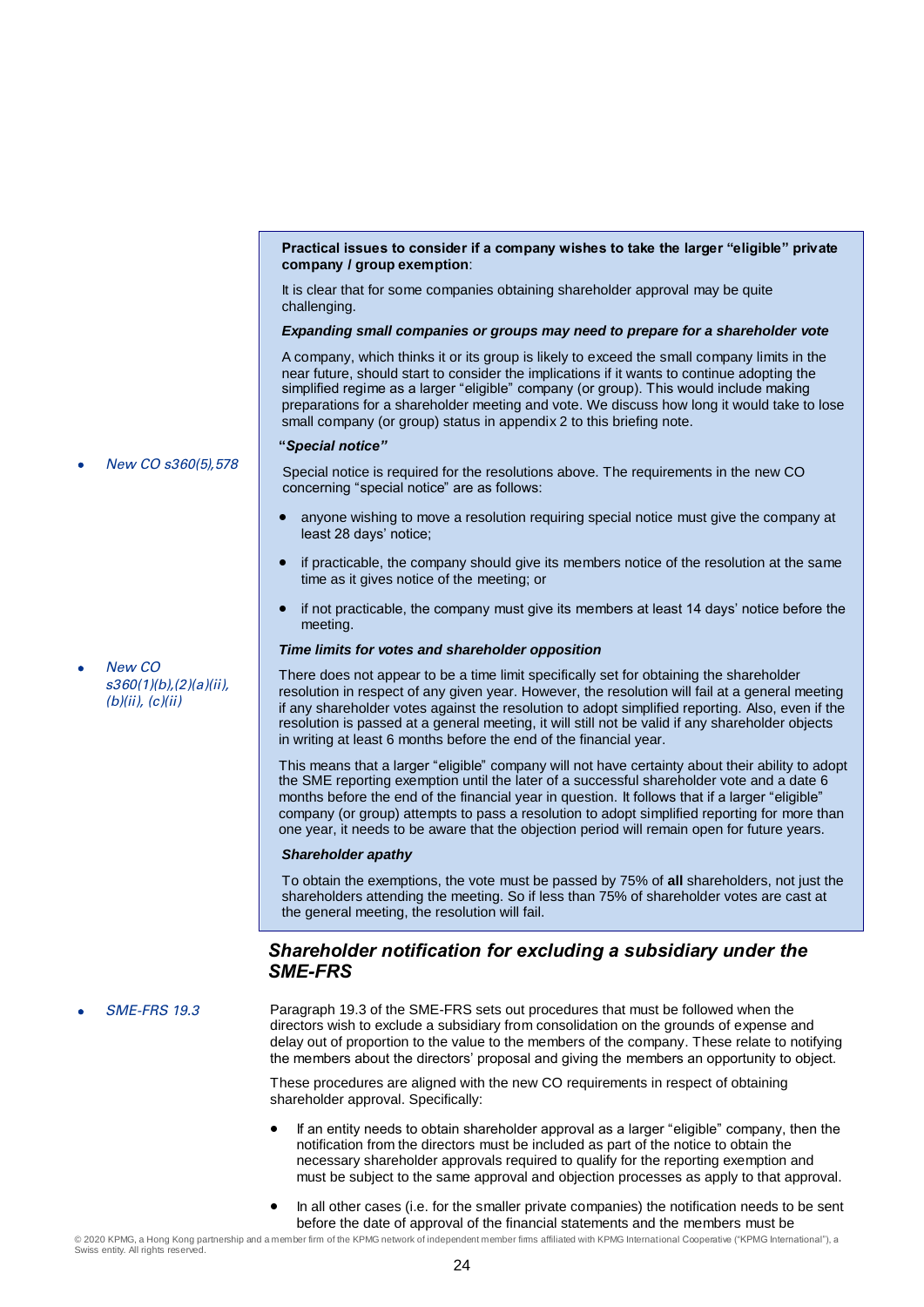**Practical issues to consider if a company wishes to take the larger "eligible" private company / group exemption**:

It is clear that for some companies obtaining shareholder approval may be quite challenging.

***Expanding small companies or groups may need to prepare for a shareholder vote***

A company, which thinks it or its group is likely to exceed the small company limits in the near future, should start to consider the implications if it wants to continue adopting the simplified regime as a larger "eligible" company (or group). This would include making preparations for a shareholder meeting and vote. We discuss how long it would take to lose small company (or group) status in appendix 2 to this briefing note.

***"Special notice"***

- *New CO s360(5), 578*

Special notice is required for the resolutions above. The requirements in the new CO concerning "special notice" are as follows:

- anyone wishing to move a resolution requiring special notice must give the company at least 28 days' notice;
- if practicable, the company should give its members notice of the resolution at the same time as it gives notice of the meeting; or
- if not practicable, the company must give its members at least 14 days' notice before the meeting.

***Time limits for votes and shareholder opposition***

- *New CO s360(1)(b),(2)(a)(ii), (b)(ii), (c)(ii)*

There does not appear to be a time limit specifically set for obtaining the shareholder resolution in respect of any given year. However, the resolution will fail at a general meeting if any shareholder votes against the resolution to adopt simplified reporting. Also, even if the resolution is passed at a general meeting, it will still not be valid if any shareholder objects in writing at least 6 months before the end of the financial year.

This means that a larger "eligible" company will not have certainty about their ability to adopt the SME reporting exemption until the later of a successful shareholder vote and a date 6 months before the end of the financial year in question. It follows that if a larger "eligible" company (or group) attempts to pass a resolution to adopt simplified reporting for more than one year, it needs to be aware that the objection period will remain open for future years.

***Shareholder apathy***

To obtain the exemptions, the vote must be passed by 75% of **all** shareholders, not just the shareholders attending the meeting. So if less than 75% of shareholder votes are cast at the general meeting, the resolution will fail.

## *Shareholder notification for excluding a subsidiary under the SME-FRS*

- *SME-FRS 19.3*

Paragraph 19.3 of the SME-FRS sets out procedures that must be followed when the directors wish to exclude a subsidiary from consolidation on the grounds of expense and delay out of proportion to the value to the members of the company. These relate to notifying the members about the directors' proposal and giving the members an opportunity to object.

These procedures are aligned with the new CO requirements in respect of obtaining shareholder approval. Specifically:

- If an entity needs to obtain shareholder approval as a larger "eligible" company, then the notification from the directors must be included as part of the notice to obtain the necessary shareholder approvals required to qualify for the reporting exemption and must be subject to the same approval and objection processes as apply to that approval.
- In all other cases (i.e. for the smaller private companies) the notification needs to be sent before the date of approval of the financial statements and the members must be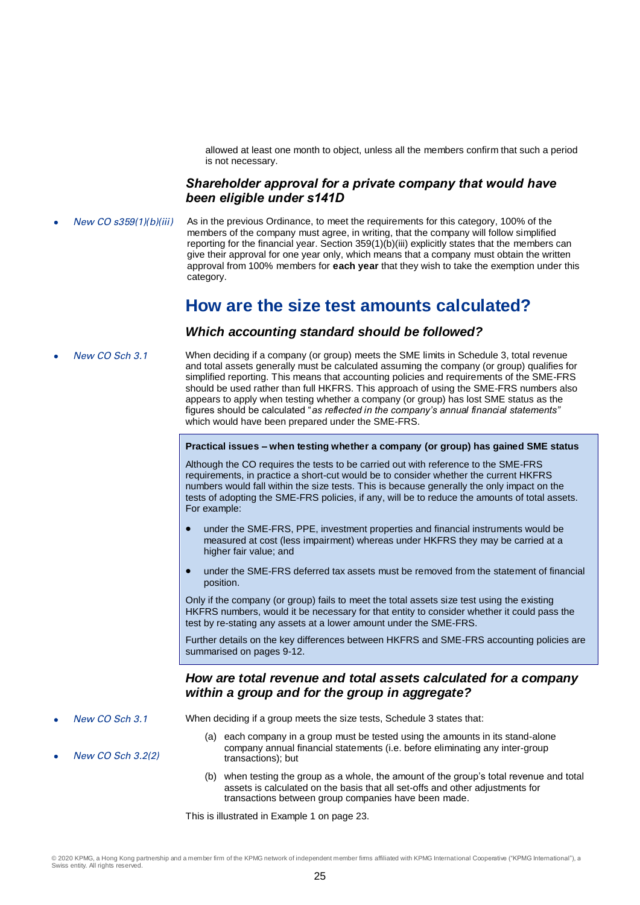allowed at least one month to object, unless all the members confirm that such a period is not necessary.

### *Shareholder approval for a private company that would have been eligible under s141D*

- *New CO s359(1)(b)(iii)*

As in the previous Ordinance, to meet the requirements for this category, 100% of the members of the company must agree, in writing, that the company will follow simplified reporting for the financial year. Section 359(1)(b)(iii) explicitly states that the members can give their approval for one year only, which means that a company must obtain the written approval from 100% members for **each year** that they wish to take the exemption under this category.

## How are the size test amounts calculated?

### *Which accounting standard should be followed?*

- *New CO Sch 3.1*

When deciding if a company (or group) meets the SME limits in Schedule 3, total revenue and total assets generally must be calculated assuming the company (or group) qualifies for simplified reporting. This means that accounting policies and requirements of the SME-FRS should be used rather than full HKFRS. This approach of using the SME-FRS numbers also appears to apply when testing whether a company (or group) has lost SME status as the figures should be calculated "*as reflected in the company's annual financial statements"* which would have been prepared under the SME-FRS.

**Practical issues – when testing whether a company (or group) has gained SME status**

Although the CO requires the tests to be carried out with reference to the SME-FRS requirements, in practice a short-cut would be to consider whether the current HKFRS numbers would fall within the size tests. This is because generally the only impact on the tests of adopting the SME-FRS policies, if any, will be to reduce the amounts of total assets. For example:

- under the SME-FRS, PPE, investment properties and financial instruments would be measured at cost (less impairment) whereas under HKFRS they may be carried at a higher fair value; and
- under the SME-FRS deferred tax assets must be removed from the statement of financial position.

Only if the company (or group) fails to meet the total assets size test using the existing HKFRS numbers, would it be necessary for that entity to consider whether it could pass the test by re-stating any assets at a lower amount under the SME-FRS.

Further details on the key differences between HKFRS and SME-FRS accounting policies are summarised on pages 9-12.

### *How are total revenue and total assets calculated for a company within a group and for the group in aggregate?*

- *New CO Sch 3.1*
- *New CO Sch 3.2(2)*

When deciding if a group meets the size tests, Schedule 3 states that:

(a) each company in a group must be tested using the amounts in its stand-alone company annual financial statements (i.e. before eliminating any inter-group transactions); but

(b) when testing the group as a whole, the amount of the group's total revenue and total assets is calculated on the basis that all set-offs and other adjustments for transactions between group companies have been made.

This is illustrated in Example 1 on page 23.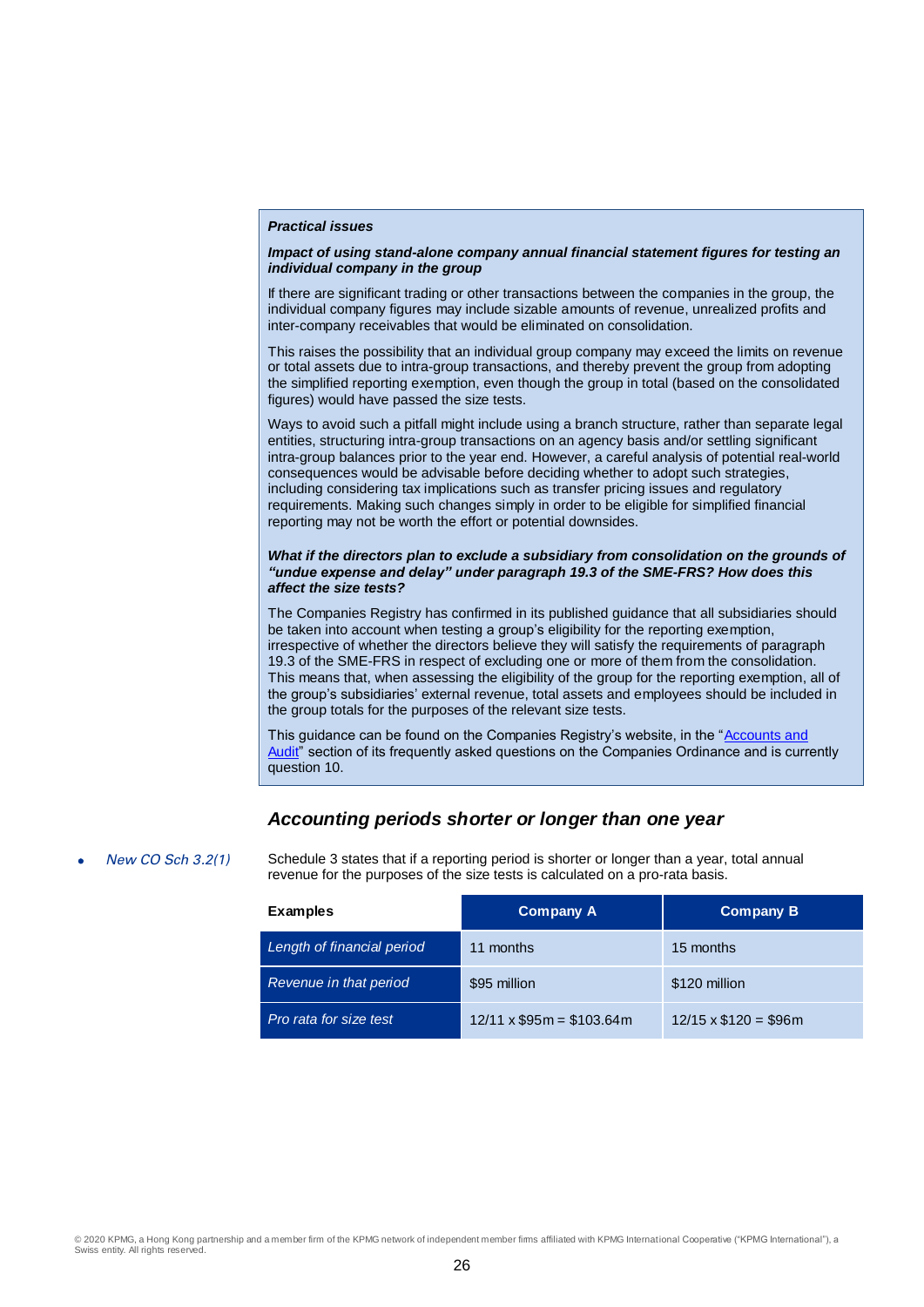**Practical issues**

***Impact of using stand-alone company annual financial statement figures for testing an individual company in the group***

If there are significant trading or other transactions between the companies in the group, the individual company figures may include sizable amounts of revenue, unrealized profits and inter-company receivables that would be eliminated on consolidation.

This raises the possibility that an individual group company may exceed the limits on revenue or total assets due to intra-group transactions, and thereby prevent the group from adopting the simplified reporting exemption, even though the group in total (based on the consolidated figures) would have passed the size tests.

Ways to avoid such a pitfall might include using a branch structure, rather than separate legal entities, structuring intra-group transactions on an agency basis and/or settling significant intra-group balances prior to the year end. However, a careful analysis of potential real-world consequences would be advisable before deciding whether to adopt such strategies, including considering tax implications such as transfer pricing issues and regulatory requirements. Making such changes simply in order to be eligible for simplified financial reporting may not be worth the effort or potential downsides.

***What if the directors plan to exclude a subsidiary from consolidation on the grounds of "undue expense and delay" under paragraph 19.3 of the SME-FRS? How does this affect the size tests?***

The Companies Registry has confirmed in its published guidance that all subsidiaries should be taken into account when testing a group's eligibility for the reporting exemption, irrespective of whether the directors believe they will satisfy the requirements of paragraph 19.3 of the SME-FRS in respect of excluding one or more of them from the consolidation. This means that, when assessing the eligibility of the group for the reporting exemption, all of the group's subsidiaries' external revenue, total assets and employees should be included in the group totals for the purposes of the relevant size tests.

This guidance can be found on the Companies Registry's website, in the "Accounts and Audit" section of its frequently asked questions on the Companies Ordinance and is currently question 10.

## *Accounting periods shorter or longer than one year*

- *New CO Sch 3.2(1)*

Schedule 3 states that if a reporting period is shorter or longer than a year, total annual revenue for the purposes of the size tests is calculated on a pro-rata basis.

| Examples | Company A | Company B |
|---|---|---|
| *Length of financial period* | 11 months | 15 months |
| *Revenue in that period* | \$95 million | \$120 million |
| *Pro rata for size test* | 12/11 x \$95m = \$103.64m | 12/15 x \$120 = \$96m |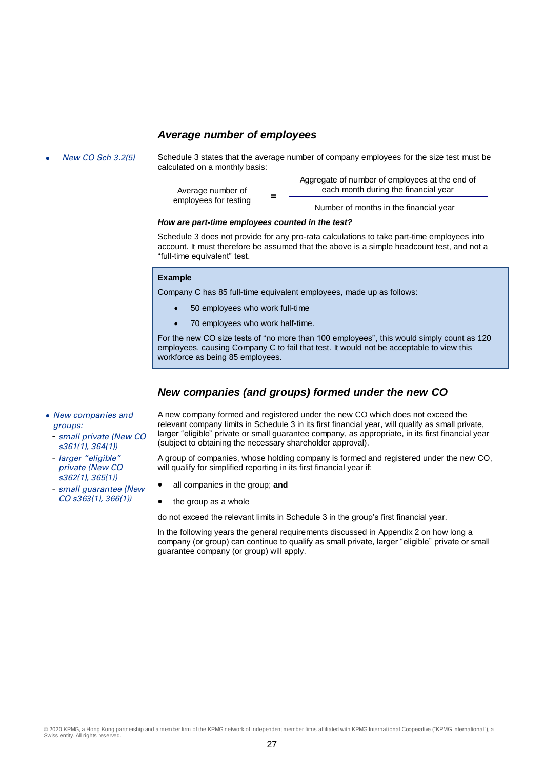### *Average number of employees*

- *New CO Sch 3.2(5)*

Schedule 3 states that the average number of company employees for the size test must be calculated on a monthly basis:

$$\text{Average number of employees for testing} = \frac{\text{Aggregate of number of employees at the end of each month during the financial year}}{\text{Number of months in the financial year}}$$

***How are part-time employees counted in the test?***

Schedule 3 does not provide for any pro-rata calculations to take part-time employees into account. It must therefore be assumed that the above is a simple headcount test, and not a "full-time equivalent" test.

> **Example**
>
> Company C has 85 full-time equivalent employees, made up as follows:
>
> - 50 employees who work full-time
> - 70 employees who work half-time.
>
> For the new CO size tests of "no more than 100 employees", this would simply count as 120 employees, causing Company C to fail that test. It would not be acceptable to view this workforce as being 85 employees.

### *New companies (and groups) formed under the new CO*

- *New companies and groups:*
  - *small private (New CO s361(1), 364(1))*
  - *larger "eligible" private (New CO s362(1), 365(1))*
  - *small guarantee (New CO s363(1), 366(1))*

A new company formed and registered under the new CO which does not exceed the relevant company limits in Schedule 3 in its first financial year, will qualify as small private, larger "eligible" private or small guarantee company, as appropriate, in its first financial year (subject to obtaining the necessary shareholder approval).

A group of companies, whose holding company is formed and registered under the new CO, will qualify for simplified reporting in its first financial year if:

- all companies in the group; **and**
- the group as a whole

do not exceed the relevant limits in Schedule 3 in the group's first financial year.

In the following years the general requirements discussed in Appendix 2 on how long a company (or group) can continue to qualify as small private, larger "eligible" private or small guarantee company (or group) will apply.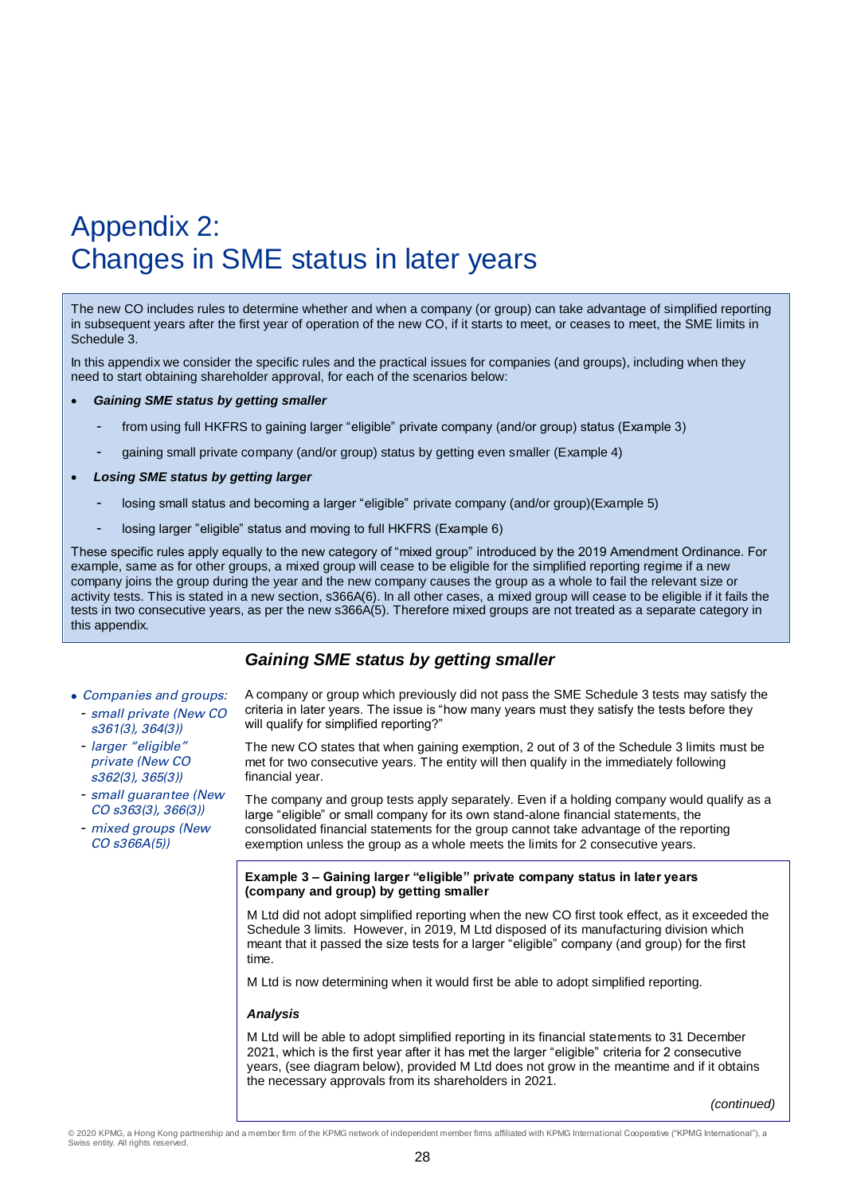# Appendix 2: Changes in SME status in later years

The new CO includes rules to determine whether and when a company (or group) can take advantage of simplified reporting in subsequent years after the first year of operation of the new CO, if it starts to meet, or ceases to meet, the SME limits in Schedule 3.

In this appendix we consider the specific rules and the practical issues for companies (and groups), including when they need to start obtaining shareholder approval, for each of the scenarios below:

- ***Gaining SME status by getting smaller***
  - from using full HKFRS to gaining larger "eligible" private company (and/or group) status (Example 3)
  - gaining small private company (and/or group) status by getting even smaller (Example 4)
- ***Losing SME status by getting larger***
  - losing small status and becoming a larger "eligible" private company (and/or group)(Example 5)
  - losing larger "eligible" status and moving to full HKFRS (Example 6)

These specific rules apply equally to the new category of "mixed group" introduced by the 2019 Amendment Ordinance. For example, same as for other groups, a mixed group will cease to be eligible for the simplified reporting regime if a new company joins the group during the year and the new company causes the group as a whole to fail the relevant size or activity tests. This is stated in a new section, s366A(6). In all other cases, a mixed group will cease to be eligible if it fails the tests in two consecutive years, as per the new s366A(5). Therefore mixed groups are not treated as a separate category in this appendix.

## *Gaining SME status by getting smaller*

- *Companies and groups:*
  - *small private (New CO s361(3), 364(3))*
  - *larger "eligible" private (New CO s362(3), 365(3))*
  - *small guarantee (New CO s363(3), 366(3))*
  - *mixed groups (New CO s366A(5))*

A company or group which previously did not pass the SME Schedule 3 tests may satisfy the criteria in later years. The issue is "how many years must they satisfy the tests before they will qualify for simplified reporting?"

The new CO states that when gaining exemption, 2 out of 3 of the Schedule 3 limits must be met for two consecutive years. The entity will then qualify in the immediately following financial year.

The company and group tests apply separately. Even if a holding company would qualify as a large "eligible" or small company for its own stand-alone financial statements, the consolidated financial statements for the group cannot take advantage of the reporting exemption unless the group as a whole meets the limits for 2 consecutive years.

**Example 3 – Gaining larger "eligible" private company status in later years (company and group) by getting smaller**

M Ltd did not adopt simplified reporting when the new CO first took effect, as it exceeded the Schedule 3 limits. However, in 2019, M Ltd disposed of its manufacturing division which meant that it passed the size tests for a larger "eligible" company (and group) for the first time.

M Ltd is now determining when it would first be able to adopt simplified reporting.

***Analysis***

M Ltd will be able to adopt simplified reporting in its financial statements to 31 December 2021, which is the first year after it has met the larger "eligible" criteria for 2 consecutive years, (see diagram below), provided M Ltd does not grow in the meantime and if it obtains the necessary approvals from its shareholders in 2021.

*(continued)*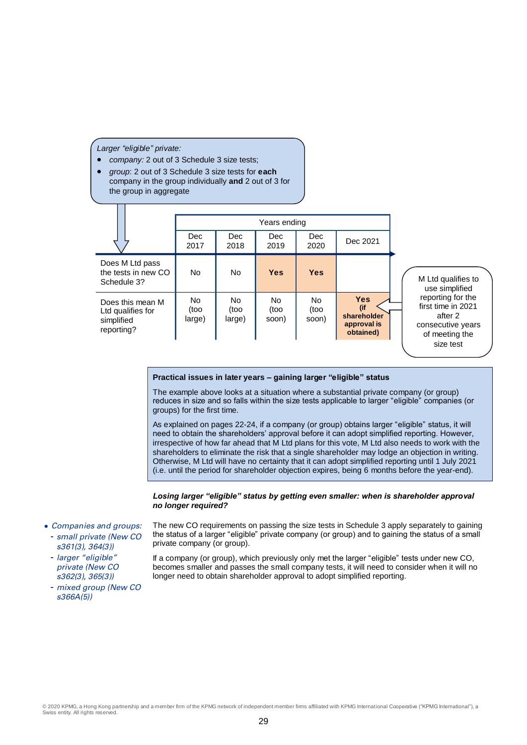*Larger "eligible" private:*

- *company:* 2 out of 3 Schedule 3 size tests;
- *group*: 2 out of 3 Schedule 3 size tests for **each** company in the group individually **and** 2 out of 3 for the group in aggregate

| | Years ending | | | | |
|---|---|---|---|---|---|
| | Dec 2017 | Dec 2018 | Dec 2019 | Dec 2020 | Dec 2021 |
| Does M Ltd pass the tests in new CO Schedule 3? | No | No | **Yes** | **Yes** | |
| Does this mean M Ltd qualifies for simplified reporting? | No (too large) | No (too large) | No (too soon) | No (too soon) | **Yes (if shareholder approval is obtained)** |

M Ltd qualifies to use simplified reporting for the first time in 2021 after 2 consecutive years of meeting the size test

**Practical issues in later years – gaining larger "eligible" status**

The example above looks at a situation where a substantial private company (or group) reduces in size and so falls within the size tests applicable to larger "eligible" companies (or groups) for the first time.

As explained on pages 22-24, if a company (or group) obtains larger "eligible" status, it will need to obtain the shareholders' approval before it can adopt simplified reporting. However, irrespective of how far ahead that M Ltd plans for this vote, M Ltd also needs to work with the shareholders to eliminate the risk that a single shareholder may lodge an objection in writing. Otherwise, M Ltd will have no certainty that it can adopt simplified reporting until 1 July 2021 (i.e. until the period for shareholder objection expires, being 6 months before the year-end).

***Losing larger "eligible" status by getting even smaller: when is shareholder approval no longer required?***

- *Companies and groups:*
  - *small private (New CO s361(3), 364(3))*
  - *larger "eligible" private (New CO s362(3), 365(3))*
  - *mixed group (New CO s366A(5))*

The new CO requirements on passing the size tests in Schedule 3 apply separately to gaining the status of a larger "eligible" private company (or group) and to gaining the status of a small private company (or group).

If a company (or group), which previously only met the larger "eligible" tests under new CO, becomes smaller and passes the small company tests, it will need to consider when it will no longer need to obtain shareholder approval to adopt simplified reporting.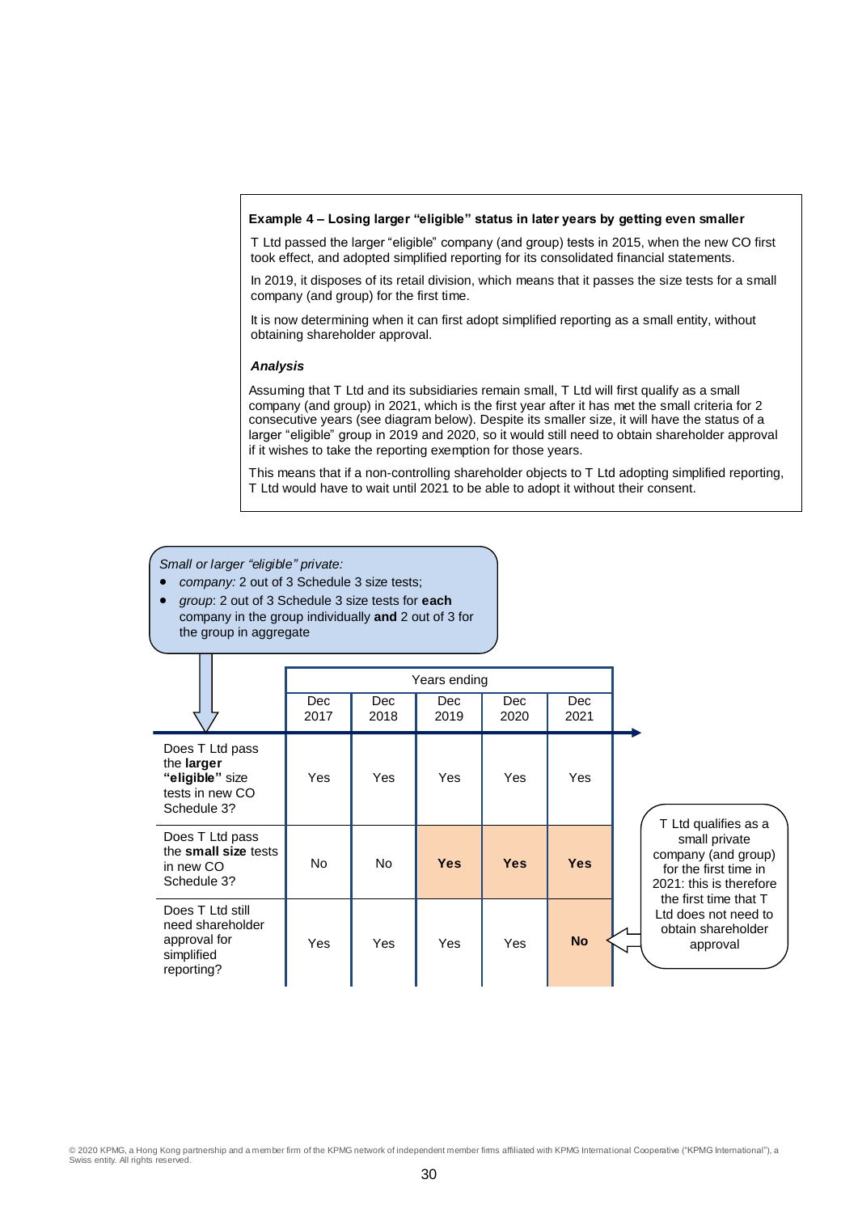**Example 4 – Losing larger "eligible" status in later years by getting even smaller**

T Ltd passed the larger "eligible" company (and group) tests in 2015, when the new CO first took effect, and adopted simplified reporting for its consolidated financial statements.

In 2019, it disposes of its retail division, which means that it passes the size tests for a small company (and group) for the first time.

It is now determining when it can first adopt simplified reporting as a small entity, without obtaining shareholder approval.

***Analysis***

Assuming that T Ltd and its subsidiaries remain small, T Ltd will first qualify as a small company (and group) in 2021, which is the first year after it has met the small criteria for 2 consecutive years (see diagram below). Despite its smaller size, it will have the status of a larger "eligible" group in 2019 and 2020, so it would still need to obtain shareholder approval if it wishes to take the reporting exemption for those years.

This means that if a non-controlling shareholder objects to T Ltd adopting simplified reporting, T Ltd would have to wait until 2021 to be able to adopt it without their consent.

*Small or larger "eligible" private:*

- *company:* 2 out of 3 Schedule 3 size tests;
- *group*: 2 out of 3 Schedule 3 size tests for **each** company in the group individually **and** 2 out of 3 for the group in aggregate

| | Years ending | | | | |
|---|---|---|---|---|---|
| | Dec 2017 | Dec 2018 | Dec 2019 | Dec 2020 | Dec 2021 |
| Does T Ltd pass the **larger "eligible"** size tests in new CO Schedule 3? | Yes | Yes | Yes | Yes | Yes |
| Does T Ltd pass the **small size** tests in new CO Schedule 3? | No | No | **Yes** | **Yes** | **Yes** |
| Does T Ltd still need shareholder approval for simplified reporting? | Yes | Yes | Yes | Yes | **No** |

T Ltd qualifies as a small private company (and group) for the first time in 2021: this is therefore the first time that T Ltd does not need to obtain shareholder approval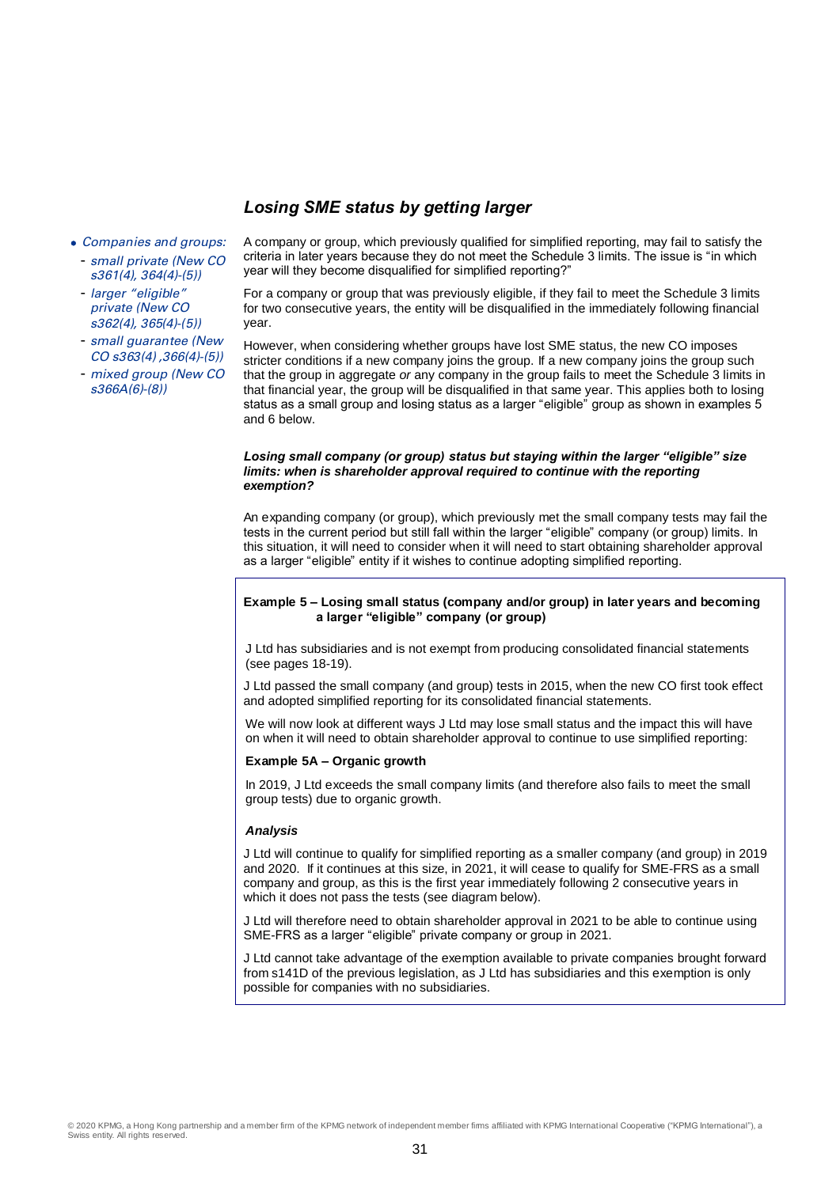## *Losing SME status by getting larger*

- *Companies and groups:*
  - *small private (New CO s361(4), 364(4)-(5))*
  - *larger "eligible" private (New CO s362(4), 365(4)-(5))*
  - *small guarantee (New CO s363(4) ,366(4)-(5))*
  - *mixed group (New CO s366A(6)-(8))*

A company or group, which previously qualified for simplified reporting, may fail to satisfy the criteria in later years because they do not meet the Schedule 3 limits. The issue is "in which year will they become disqualified for simplified reporting?"

For a company or group that was previously eligible, if they fail to meet the Schedule 3 limits for two consecutive years, the entity will be disqualified in the immediately following financial year.

However, when considering whether groups have lost SME status, the new CO imposes stricter conditions if a new company joins the group. If a new company joins the group such that the group in aggregate *or* any company in the group fails to meet the Schedule 3 limits in that financial year, the group will be disqualified in that same year. This applies both to losing status as a small group and losing status as a larger "eligible" group as shown in examples 5 and 6 below.

***Losing small company (or group) status but staying within the larger "eligible" size limits: when is shareholder approval required to continue with the reporting exemption?***

An expanding company (or group), which previously met the small company tests may fail the tests in the current period but still fall within the larger "eligible" company (or group) limits. In this situation, it will need to consider when it will need to start obtaining shareholder approval as a larger "eligible" entity if it wishes to continue adopting simplified reporting.

**Example 5 – Losing small status (company and/or group) in later years and becoming a larger "eligible" company (or group)**

J Ltd has subsidiaries and is not exempt from producing consolidated financial statements (see pages 18-19).

J Ltd passed the small company (and group) tests in 2015, when the new CO first took effect and adopted simplified reporting for its consolidated financial statements.

We will now look at different ways J Ltd may lose small status and the impact this will have on when it will need to obtain shareholder approval to continue to use simplified reporting:

**Example 5A – Organic growth**

In 2019, J Ltd exceeds the small company limits (and therefore also fails to meet the small group tests) due to organic growth.

***Analysis***

J Ltd will continue to qualify for simplified reporting as a smaller company (and group) in 2019 and 2020. If it continues at this size, in 2021, it will cease to qualify for SME-FRS as a small company and group, as this is the first year immediately following 2 consecutive years in which it does not pass the tests (see diagram below).

J Ltd will therefore need to obtain shareholder approval in 2021 to be able to continue using SME-FRS as a larger "eligible" private company or group in 2021.

J Ltd cannot take advantage of the exemption available to private companies brought forward from s141D of the previous legislation, as J Ltd has subsidiaries and this exemption is only possible for companies with no subsidiaries.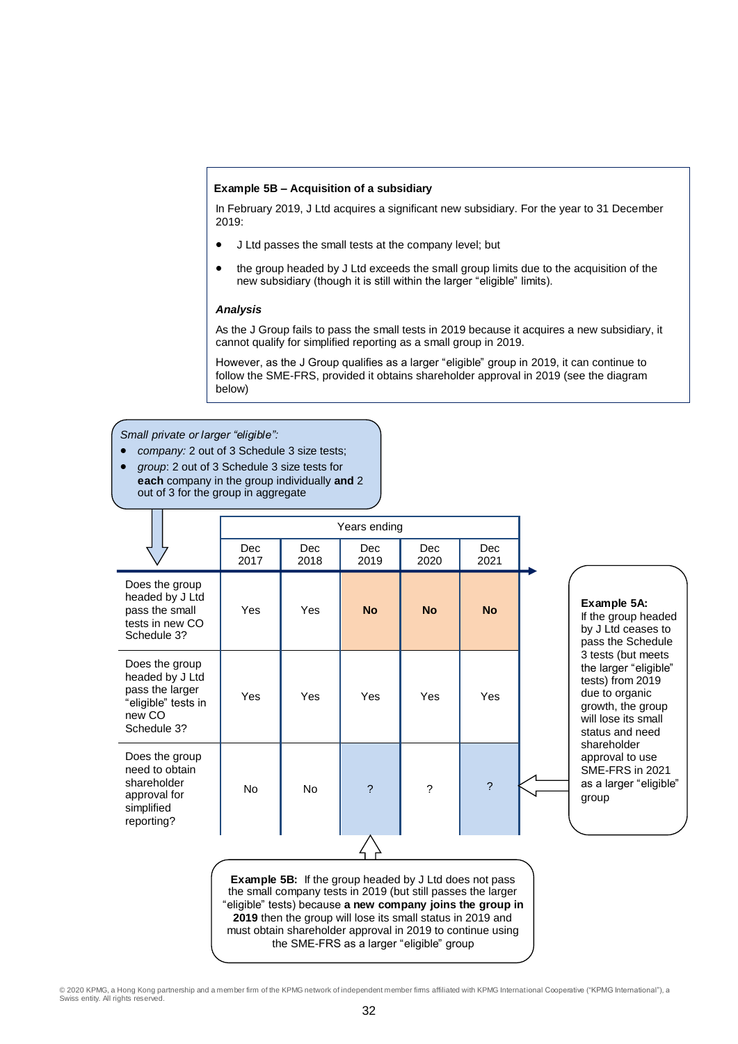**Example 5B – Acquisition of a subsidiary**

In February 2019, J Ltd acquires a significant new subsidiary. For the year to 31 December 2019:

- J Ltd passes the small tests at the company level; but
- the group headed by J Ltd exceeds the small group limits due to the acquisition of the new subsidiary (though it is still within the larger "eligible" limits).

***Analysis***

As the J Group fails to pass the small tests in 2019 because it acquires a new subsidiary, it cannot qualify for simplified reporting as a small group in 2019.

However, as the J Group qualifies as a larger "eligible" group in 2019, it can continue to follow the SME-FRS, provided it obtains shareholder approval in 2019 (see the diagram below)

*Small private or larger "eligible":*

- *company:* 2 out of 3 Schedule 3 size tests;
- *group*: 2 out of 3 Schedule 3 size tests for **each** company in the group individually **and** 2 out of 3 for the group in aggregate

| | Years ending | | | | |
|---|---|---|---|---|---|
| | Dec 2017 | Dec 2018 | Dec 2019 | Dec 2020 | Dec 2021 |
| Does the group headed by J Ltd pass the small tests in new CO Schedule 3? | Yes | Yes | **No** | **No** | **No** |
| Does the group headed by J Ltd pass the larger "eligible" tests in new CO Schedule 3? | Yes | Yes | Yes | Yes | Yes |
| Does the group need to obtain shareholder approval for simplified reporting? | No | No | ? | ? | ? |

**Example 5A:** If the group headed by J Ltd ceases to pass the Schedule 3 tests (but meets the larger "eligible" tests) from 2019 due to organic growth, the group will lose its small status and need shareholder approval to use SME-FRS in 2021 as a larger "eligible" group

**Example 5B:** If the group headed by J Ltd does not pass the small company tests in 2019 (but still passes the larger "eligible" tests) because **a new company joins the group in 2019** then the group will lose its small status in 2019 and must obtain shareholder approval in 2019 to continue using the SME-FRS as a larger "eligible" group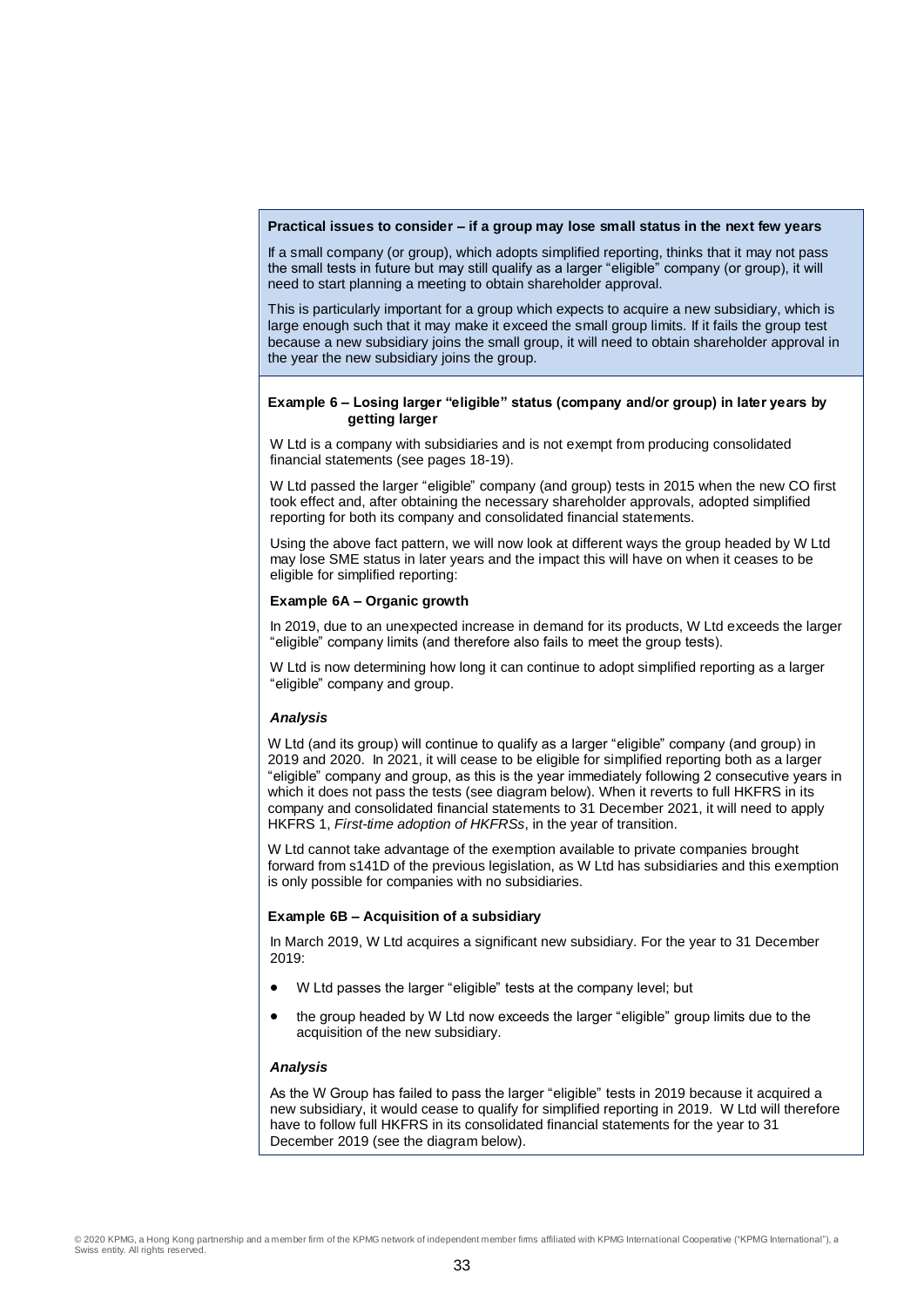**Practical issues to consider – if a group may lose small status in the next few years**

If a small company (or group), which adopts simplified reporting, thinks that it may not pass the small tests in future but may still qualify as a larger "eligible" company (or group), it will need to start planning a meeting to obtain shareholder approval.

This is particularly important for a group which expects to acquire a new subsidiary, which is large enough such that it may make it exceed the small group limits. If it fails the group test because a new subsidiary joins the small group, it will need to obtain shareholder approval in the year the new subsidiary joins the group.

**Example 6 – Losing larger "eligible" status (company and/or group) in later years by getting larger**

W Ltd is a company with subsidiaries and is not exempt from producing consolidated financial statements (see pages 18-19).

W Ltd passed the larger "eligible" company (and group) tests in 2015 when the new CO first took effect and, after obtaining the necessary shareholder approvals, adopted simplified reporting for both its company and consolidated financial statements.

Using the above fact pattern, we will now look at different ways the group headed by W Ltd may lose SME status in later years and the impact this will have on when it ceases to be eligible for simplified reporting:

**Example 6A – Organic growth**

In 2019, due to an unexpected increase in demand for its products, W Ltd exceeds the larger "eligible" company limits (and therefore also fails to meet the group tests).

W Ltd is now determining how long it can continue to adopt simplified reporting as a larger "eligible" company and group.

***Analysis***

W Ltd (and its group) will continue to qualify as a larger "eligible" company (and group) in 2019 and 2020. In 2021, it will cease to be eligible for simplified reporting both as a larger "eligible" company and group, as this is the year immediately following 2 consecutive years in which it does not pass the tests (see diagram below). When it reverts to full HKFRS in its company and consolidated financial statements to 31 December 2021, it will need to apply HKFRS 1, *First-time adoption of HKFRSs*, in the year of transition.

W Ltd cannot take advantage of the exemption available to private companies brought forward from s141D of the previous legislation, as W Ltd has subsidiaries and this exemption is only possible for companies with no subsidiaries.

**Example 6B – Acquisition of a subsidiary**

In March 2019, W Ltd acquires a significant new subsidiary. For the year to 31 December 2019:

- W Ltd passes the larger "eligible" tests at the company level; but
- the group headed by W Ltd now exceeds the larger "eligible" group limits due to the acquisition of the new subsidiary.

***Analysis***

As the W Group has failed to pass the larger "eligible" tests in 2019 because it acquired a new subsidiary, it would cease to qualify for simplified reporting in 2019. W Ltd will therefore have to follow full HKFRS in its consolidated financial statements for the year to 31 December 2019 (see the diagram below).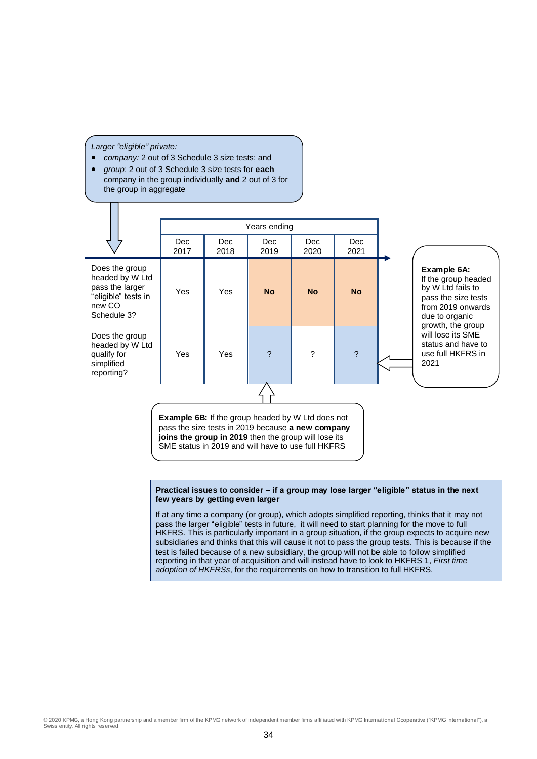*Larger "eligible" private:*

- *company:* 2 out of 3 Schedule 3 size tests; and
- *group*: 2 out of 3 Schedule 3 size tests for **each** company in the group individually **and** 2 out of 3 for the group in aggregate

| | Years ending | | | | |
|---|---|---|---|---|---|
| | Dec 2017 | Dec 2018 | Dec 2019 | Dec 2020 | Dec 2021 |
| Does the group headed by W Ltd pass the larger "eligible" tests in new CO Schedule 3? | Yes | Yes | **No** | **No** | **No** |
| Does the group headed by W Ltd qualify for simplified reporting? | Yes | Yes | ? | ? | ? |

**Example 6A:** If the group headed by W Ltd fails to pass the size tests from 2019 onwards due to organic growth, the group will lose its SME status and have to use full HKFRS in 2021

**Example 6B:** If the group headed by W Ltd does not pass the size tests in 2019 because **a new company joins the group in 2019** then the group will lose its SME status in 2019 and will have to use full HKFRS

**Practical issues to consider – if a group may lose larger "eligible" status in the next few years by getting even larger**

If at any time a company (or group), which adopts simplified reporting, thinks that it may not pass the larger "eligible" tests in future, it will need to start planning for the move to full HKFRS. This is particularly important in a group situation, if the group expects to acquire new subsidiaries and thinks that this will cause it not to pass the group tests. This is because if the test is failed because of a new subsidiary, the group will not be able to follow simplified reporting in that year of acquisition and will instead have to look to HKFRS 1, *First time adoption of HKFRSs*, for the requirements on how to transition to full HKFRS.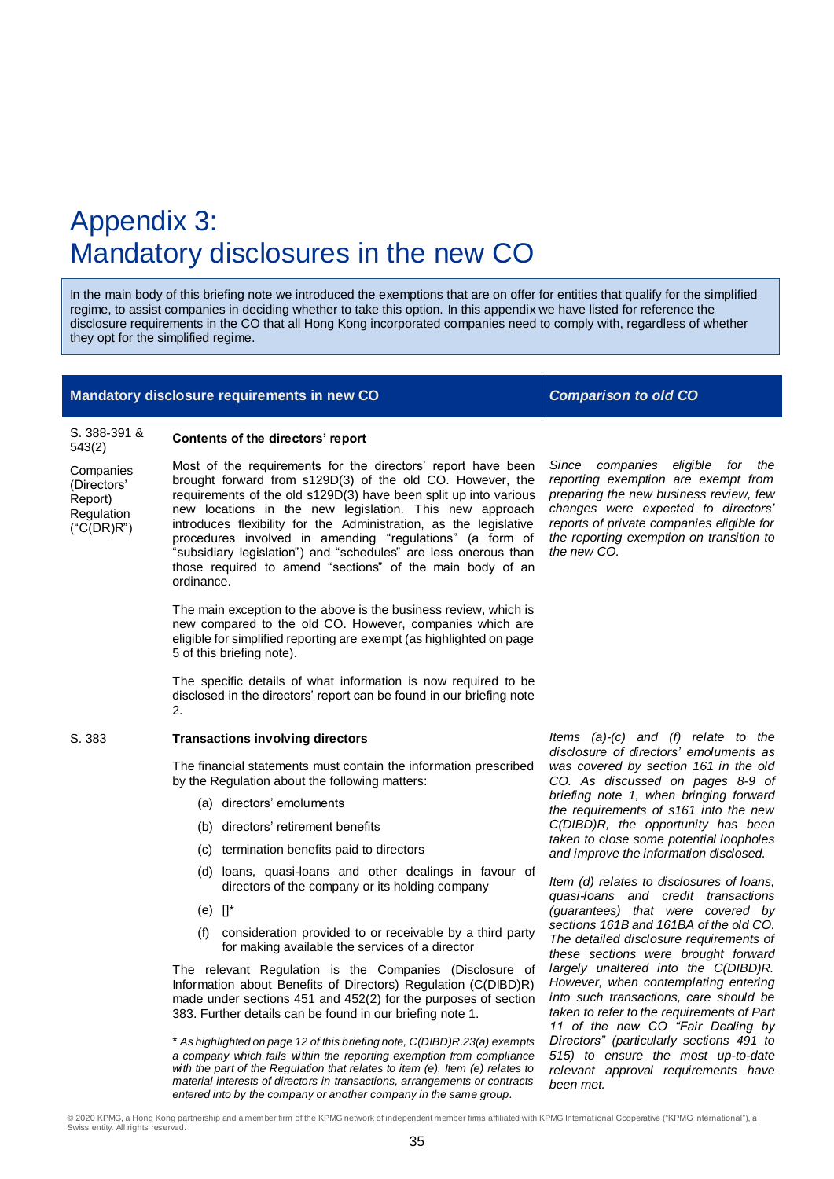# Appendix 3:
# Mandatory disclosures in the new CO

In the main body of this briefing note we introduced the exemptions that are on offer for entities that qualify for the simplified regime, to assist companies in deciding whether to take this option. In this appendix we have listed for reference the disclosure requirements in the CO that all Hong Kong incorporated companies need to comply with, regardless of whether they opt for the simplified regime.

| | Mandatory disclosure requirements in new CO | *Comparison to old CO* |
|---|---|---|
| S. 388-391 & 543(2)<br><br>Companies (Directors' Report) Regulation ("C(DR)R") | **Contents of the directors' report**<br><br>Most of the requirements for the directors' report have been brought forward from s129D(3) of the old CO. However, the requirements of the old s129D(3) have been split up into various new locations in the new legislation. This new approach introduces flexibility for the Administration, as the legislative procedures involved in amending "regulations" (a form of "subsidiary legislation") and "schedules" are less onerous than those required to amend "sections" of the main body of an ordinance.<br><br>The main exception to the above is the business review, which is new compared to the old CO. However, companies which are eligible for simplified reporting are exempt (as highlighted on page 5 of this briefing note).<br><br>The specific details of what information is now required to be disclosed in the directors' report can be found in our briefing note 2. | *Since companies eligible for the reporting exemption are exempt from preparing the new business review, few changes were expected to directors' reports of private companies eligible for the reporting exemption on transition to the new CO.* |
| S. 383 | **Transactions involving directors**<br><br>The financial statements must contain the information prescribed by the Regulation about the following matters:<br><br>(a) directors' emoluments<br>(b) directors' retirement benefits<br>(c) termination benefits paid to directors<br>(d) loans, quasi-loans and other dealings in favour of directors of the company or its holding company<br>(e) []*<br>(f) consideration provided to or receivable by a third party for making available the services of a director<br><br>The relevant Regulation is the Companies (Disclosure of Information about Benefits of Directors) Regulation (C(DIBD)R) made under sections 451 and 452(2) for the purposes of section 383. Further details can be found in our briefing note 1.<br><br>\* *As highlighted on page 12 of this briefing note, C(DIBD)R.23(a) exempts a company which falls within the reporting exemption from compliance with the part of the Regulation that relates to item (e). Item (e) relates to material interests of directors in transactions, arrangements or contracts entered into by the company or another company in the same group.* | *Items (a)-(c) and (f) relate to the disclosure of directors' emoluments as was covered by section 161 in the old CO. As discussed on pages 8-9 of briefing note 1, when bringing forward the requirements of s161 into the new C(DIBD)R, the opportunity has been taken to close some potential loopholes and improve the information disclosed.*<br><br>*Item (d) relates to disclosures of loans, quasi-loans and credit transactions (guarantees) that were covered by sections 161B and 161BA of the old CO. The detailed disclosure requirements of these sections were brought forward largely unaltered into the C(DIBD)R. However, when contemplating entering into such transactions, care should be taken to refer to the requirements of Part 11 of the new CO "Fair Dealing by Directors" (particularly sections 491 to 515) to ensure the most up-to-date relevant approval requirements have been met.* |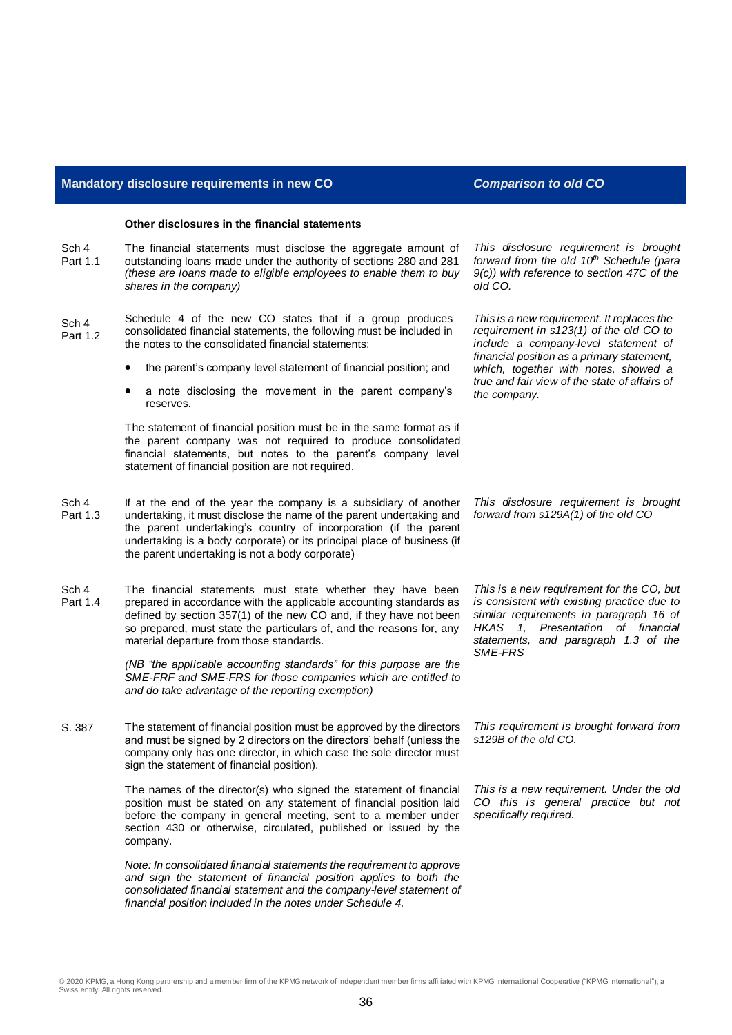| Mandatory disclosure requirements in new CO | | *Comparison to old CO* |
|---|---|---|
| | **Other disclosures in the financial statements** | |
| Sch 4 Part 1.1 | The financial statements must disclose the aggregate amount of outstanding loans made under the authority of sections 280 and 281 *(these are loans made to eligible employees to enable them to buy shares in the company)* | *This disclosure requirement is brought forward from the old 10th Schedule (para 9(c)) with reference to section 47C of the old CO.* |
| Sch 4 Part 1.2 | Schedule 4 of the new CO states that if a group produces consolidated financial statements, the following must be included in the notes to the consolidated financial statements:<br>• the parent's company level statement of financial position; and<br>• a note disclosing the movement in the parent company's reserves.<br><br>The statement of financial position must be in the same format as if the parent company was not required to produce consolidated financial statements, but notes to the parent's company level statement of financial position are not required. | *This is a new requirement. It replaces the requirement in s123(1) of the old CO to include a company-level statement of financial position as a primary statement, which, together with notes, showed a true and fair view of the state of affairs of the company.* |
| Sch 4 Part 1.3 | If at the end of the year the company is a subsidiary of another undertaking, it must disclose the name of the parent undertaking and the parent undertaking's country of incorporation (if the parent undertaking is a body corporate) or its principal place of business (if the parent undertaking is not a body corporate) | *This disclosure requirement is brought forward from s129A(1) of the old CO* |
| Sch 4 Part 1.4 | The financial statements must state whether they have been prepared in accordance with the applicable accounting standards as defined by section 357(1) of the new CO and, if they have not been so prepared, must state the particulars of, and the reasons for, any material departure from those standards.<br><br>*(NB "the applicable accounting standards" for this purpose are the SME-FRF and SME-FRS for those companies which are entitled to and do take advantage of the reporting exemption)* | *This is a new requirement for the CO, but is consistent with existing practice due to similar requirements in paragraph 16 of HKAS 1, Presentation of financial statements, and paragraph 1.3 of the SME-FRS* |
| S. 387 | The statement of financial position must be approved by the directors and must be signed by 2 directors on the directors' behalf (unless the company only has one director, in which case the sole director must sign the statement of financial position). | *This requirement is brought forward from s129B of the old CO.* |
| | The names of the director(s) who signed the statement of financial position must be stated on any statement of financial position laid before the company in general meeting, sent to a member under section 430 or otherwise, circulated, published or issued by the company.<br><br>*Note: In consolidated financial statements the requirement to approve and sign the statement of financial position applies to both the consolidated financial statement and the company-level statement of financial position included in the notes under Schedule 4.* | *This is a new requirement. Under the old CO this is general practice but not specifically required.* |

© 2020 KPMG, a Hong Kong partnership and a member firm of the KPMG network of independent member firms affiliated with KPMG International Cooperative ("KPMG International"), a Swiss entity. All rights reserved.